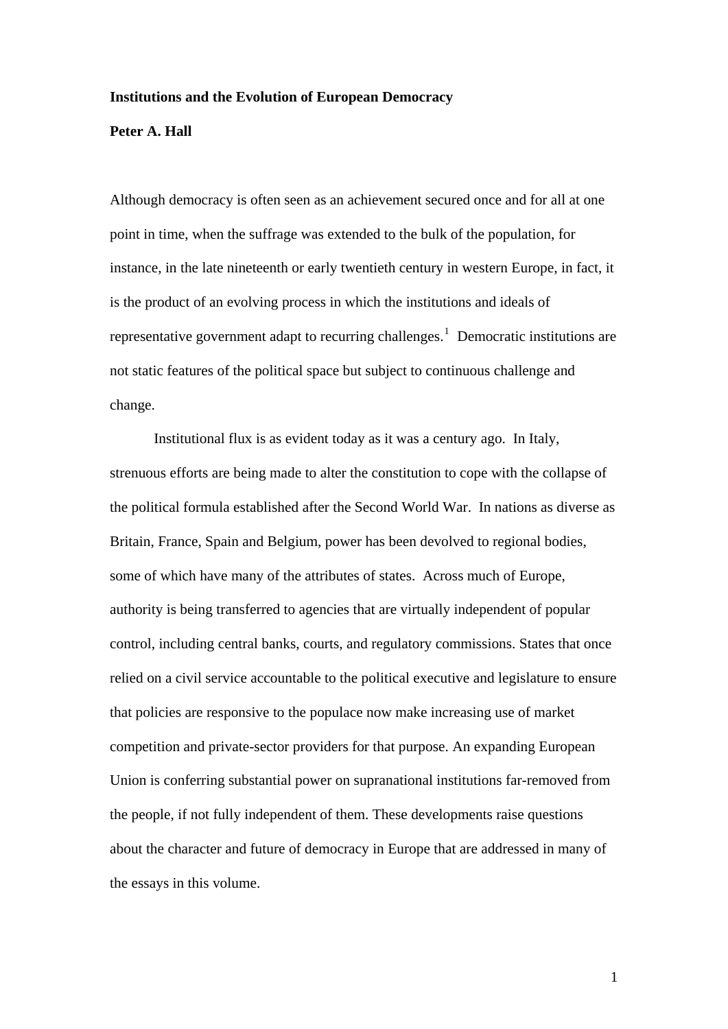# Institutions and the Evolution of European Democracy

**Peter A. Hall**

Although democracy is often seen as an achievement secured once and for all at one point in time, when the suffrage was extended to the bulk of the population, for instance, in the late nineteenth or early twentieth century in western Europe, in fact, it is the product of an evolving process in which the institutions and ideals of representative government adapt to recurring challenges.[1] Democratic institutions are not static features of the political space but subject to continuous challenge and change.

Institutional flux is as evident today as it was a century ago. In Italy, strenuous efforts are being made to alter the constitution to cope with the collapse of the political formula established after the Second World War. In nations as diverse as Britain, France, Spain and Belgium, power has been devolved to regional bodies, some of which have many of the attributes of states. Across much of Europe, authority is being transferred to agencies that are virtually independent of popular control, including central banks, courts, and regulatory commissions. States that once relied on a civil service accountable to the political executive and legislature to ensure that policies are responsive to the populace now make increasing use of market competition and private-sector providers for that purpose. An expanding European Union is conferring substantial power on supranational institutions far-removed from the people, if not fully independent of them. These developments raise questions about the character and future of democracy in Europe that are addressed in many of the essays in this volume.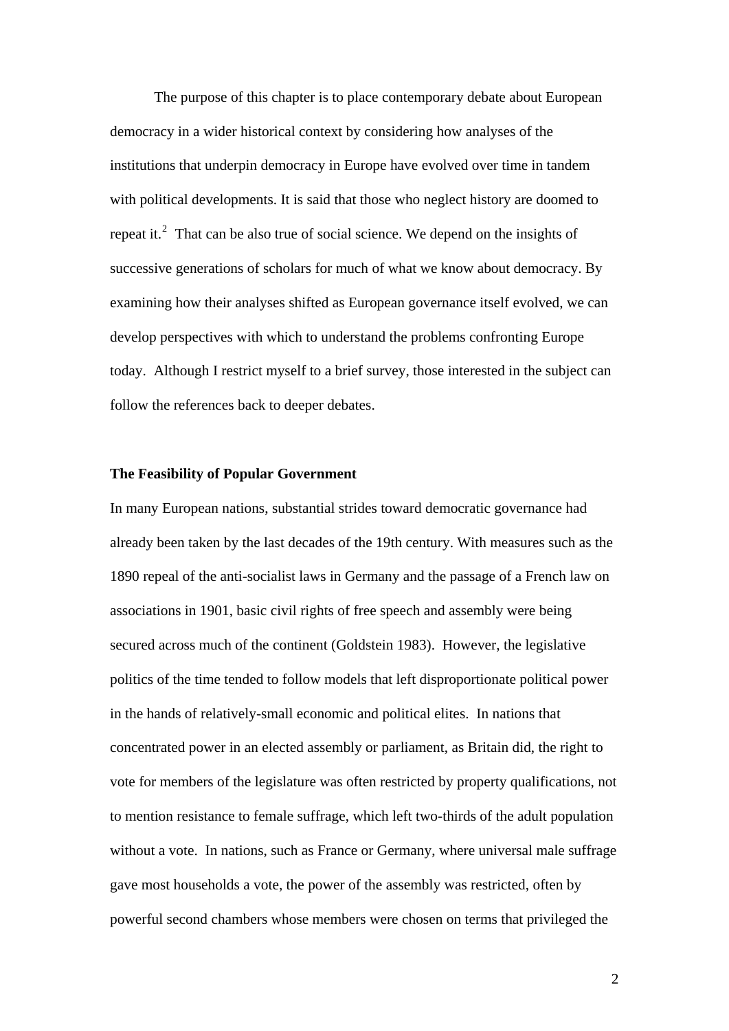The purpose of this chapter is to place contemporary debate about European democracy in a wider historical context by considering how analyses of the institutions that underpin democracy in Europe have evolved over time in tandem with political developments. It is said that those who neglect history are doomed to repeat it.[2] That can be also true of social science. We depend on the insights of successive generations of scholars for much of what we know about democracy. By examining how their analyses shifted as European governance itself evolved, we can develop perspectives with which to understand the problems confronting Europe today. Although I restrict myself to a brief survey, those interested in the subject can follow the references back to deeper debates.

**The Feasibility of Popular Government**

In many European nations, substantial strides toward democratic governance had already been taken by the last decades of the 19th century. With measures such as the 1890 repeal of the anti-socialist laws in Germany and the passage of a French law on associations in 1901, basic civil rights of free speech and assembly were being secured across much of the continent (Goldstein 1983). However, the legislative politics of the time tended to follow models that left disproportionate political power in the hands of relatively-small economic and political elites. In nations that concentrated power in an elected assembly or parliament, as Britain did, the right to vote for members of the legislature was often restricted by property qualifications, not to mention resistance to female suffrage, which left two-thirds of the adult population without a vote. In nations, such as France or Germany, where universal male suffrage gave most households a vote, the power of the assembly was restricted, often by powerful second chambers whose members were chosen on terms that privileged the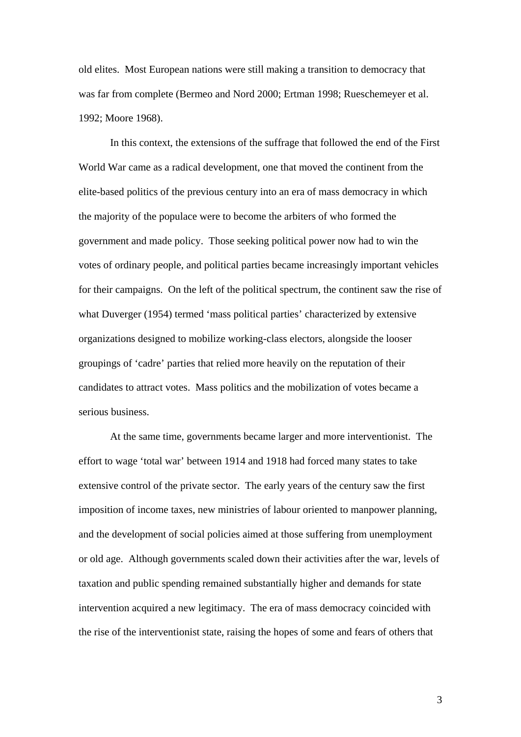old elites. Most European nations were still making a transition to democracy that was far from complete (Bermeo and Nord 2000; Ertman 1998; Rueschemeyer et al. 1992; Moore 1968).

In this context, the extensions of the suffrage that followed the end of the First World War came as a radical development, one that moved the continent from the elite-based politics of the previous century into an era of mass democracy in which the majority of the populace were to become the arbiters of who formed the government and made policy. Those seeking political power now had to win the votes of ordinary people, and political parties became increasingly important vehicles for their campaigns. On the left of the political spectrum, the continent saw the rise of what Duverger (1954) termed 'mass political parties' characterized by extensive organizations designed to mobilize working-class electors, alongside the looser groupings of 'cadre' parties that relied more heavily on the reputation of their candidates to attract votes. Mass politics and the mobilization of votes became a serious business.

At the same time, governments became larger and more interventionist. The effort to wage 'total war' between 1914 and 1918 had forced many states to take extensive control of the private sector. The early years of the century saw the first imposition of income taxes, new ministries of labour oriented to manpower planning, and the development of social policies aimed at those suffering from unemployment or old age. Although governments scaled down their activities after the war, levels of taxation and public spending remained substantially higher and demands for state intervention acquired a new legitimacy. The era of mass democracy coincided with the rise of the interventionist state, raising the hopes of some and fears of others that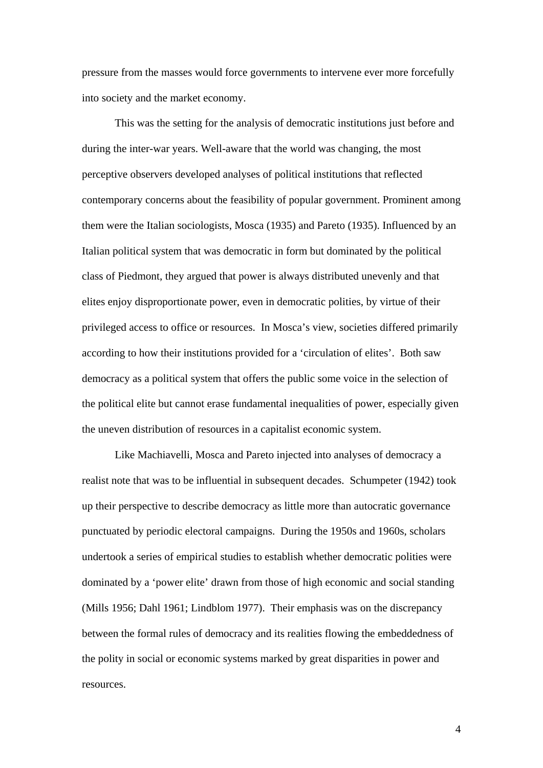pressure from the masses would force governments to intervene ever more forcefully into society and the market economy.

This was the setting for the analysis of democratic institutions just before and during the inter-war years. Well-aware that the world was changing, the most perceptive observers developed analyses of political institutions that reflected contemporary concerns about the feasibility of popular government. Prominent among them were the Italian sociologists, Mosca (1935) and Pareto (1935). Influenced by an Italian political system that was democratic in form but dominated by the political class of Piedmont, they argued that power is always distributed unevenly and that elites enjoy disproportionate power, even in democratic polities, by virtue of their privileged access to office or resources. In Mosca's view, societies differed primarily according to how their institutions provided for a 'circulation of elites'. Both saw democracy as a political system that offers the public some voice in the selection of the political elite but cannot erase fundamental inequalities of power, especially given the uneven distribution of resources in a capitalist economic system.

Like Machiavelli, Mosca and Pareto injected into analyses of democracy a realist note that was to be influential in subsequent decades. Schumpeter (1942) took up their perspective to describe democracy as little more than autocratic governance punctuated by periodic electoral campaigns. During the 1950s and 1960s, scholars undertook a series of empirical studies to establish whether democratic polities were dominated by a 'power elite' drawn from those of high economic and social standing (Mills 1956; Dahl 1961; Lindblom 1977). Their emphasis was on the discrepancy between the formal rules of democracy and its realities flowing the embeddedness of the polity in social or economic systems marked by great disparities in power and resources.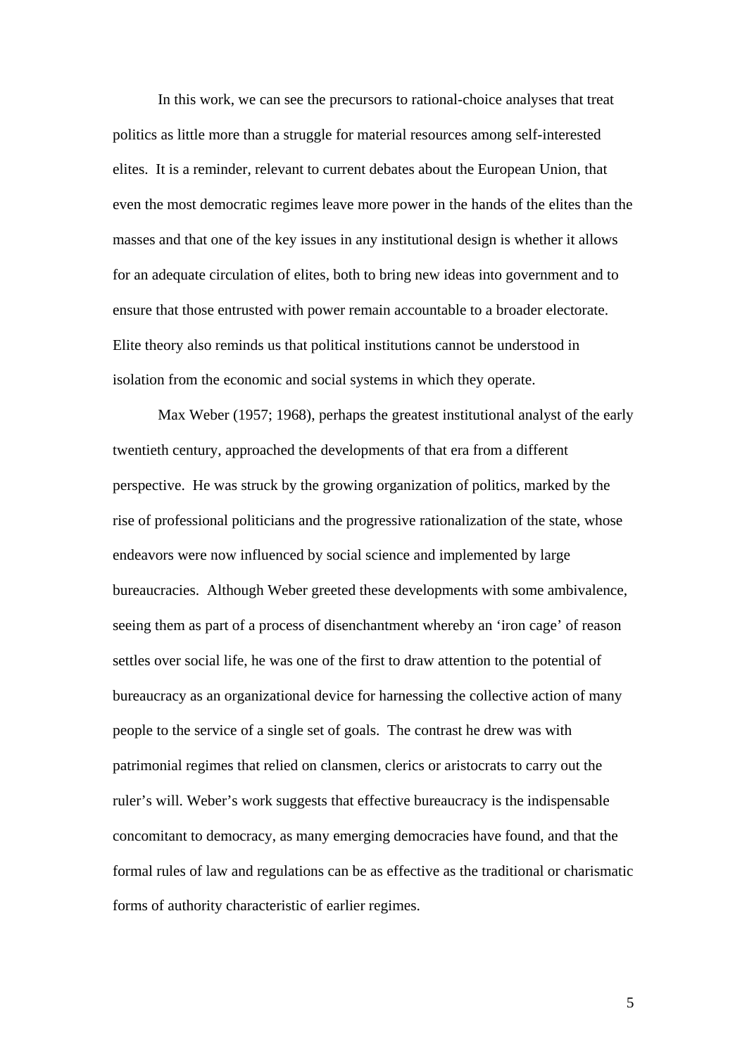In this work, we can see the precursors to rational-choice analyses that treat politics as little more than a struggle for material resources among self-interested elites. It is a reminder, relevant to current debates about the European Union, that even the most democratic regimes leave more power in the hands of the elites than the masses and that one of the key issues in any institutional design is whether it allows for an adequate circulation of elites, both to bring new ideas into government and to ensure that those entrusted with power remain accountable to a broader electorate. Elite theory also reminds us that political institutions cannot be understood in isolation from the economic and social systems in which they operate.

Max Weber (1957; 1968), perhaps the greatest institutional analyst of the early twentieth century, approached the developments of that era from a different perspective. He was struck by the growing organization of politics, marked by the rise of professional politicians and the progressive rationalization of the state, whose endeavors were now influenced by social science and implemented by large bureaucracies. Although Weber greeted these developments with some ambivalence, seeing them as part of a process of disenchantment whereby an 'iron cage' of reason settles over social life, he was one of the first to draw attention to the potential of bureaucracy as an organizational device for harnessing the collective action of many people to the service of a single set of goals. The contrast he drew was with patrimonial regimes that relied on clansmen, clerics or aristocrats to carry out the ruler's will. Weber's work suggests that effective bureaucracy is the indispensable concomitant to democracy, as many emerging democracies have found, and that the formal rules of law and regulations can be as effective as the traditional or charismatic forms of authority characteristic of earlier regimes.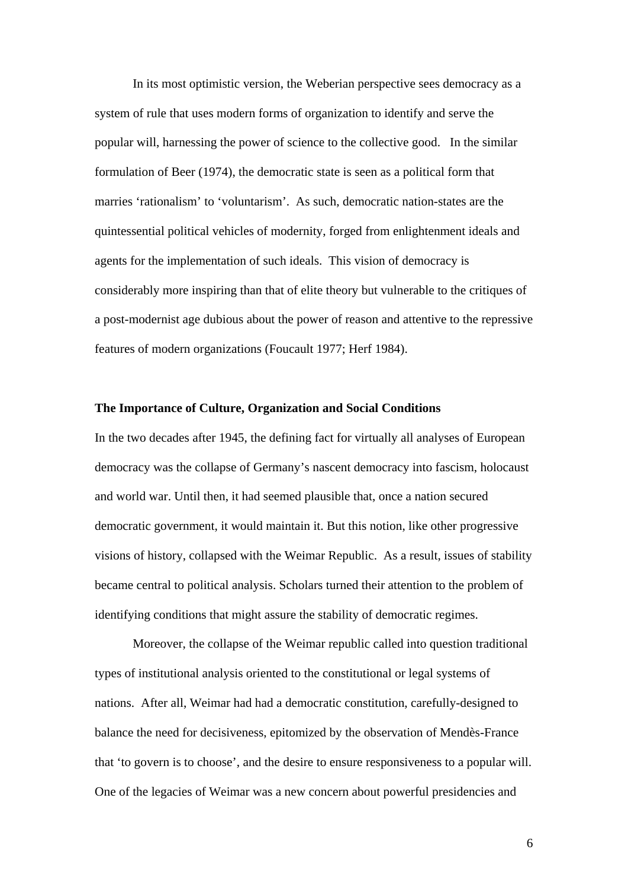In its most optimistic version, the Weberian perspective sees democracy as a system of rule that uses modern forms of organization to identify and serve the popular will, harnessing the power of science to the collective good. In the similar formulation of Beer (1974), the democratic state is seen as a political form that marries 'rationalism' to 'voluntarism'. As such, democratic nation-states are the quintessential political vehicles of modernity, forged from enlightenment ideals and agents for the implementation of such ideals. This vision of democracy is considerably more inspiring than that of elite theory but vulnerable to the critiques of a post-modernist age dubious about the power of reason and attentive to the repressive features of modern organizations (Foucault 1977; Herf 1984).

**The Importance of Culture, Organization and Social Conditions**

In the two decades after 1945, the defining fact for virtually all analyses of European democracy was the collapse of Germany's nascent democracy into fascism, holocaust and world war. Until then, it had seemed plausible that, once a nation secured democratic government, it would maintain it. But this notion, like other progressive visions of history, collapsed with the Weimar Republic. As a result, issues of stability became central to political analysis. Scholars turned their attention to the problem of identifying conditions that might assure the stability of democratic regimes.

Moreover, the collapse of the Weimar republic called into question traditional types of institutional analysis oriented to the constitutional or legal systems of nations. After all, Weimar had had a democratic constitution, carefully-designed to balance the need for decisiveness, epitomized by the observation of Mendès-France that 'to govern is to choose', and the desire to ensure responsiveness to a popular will. One of the legacies of Weimar was a new concern about powerful presidencies and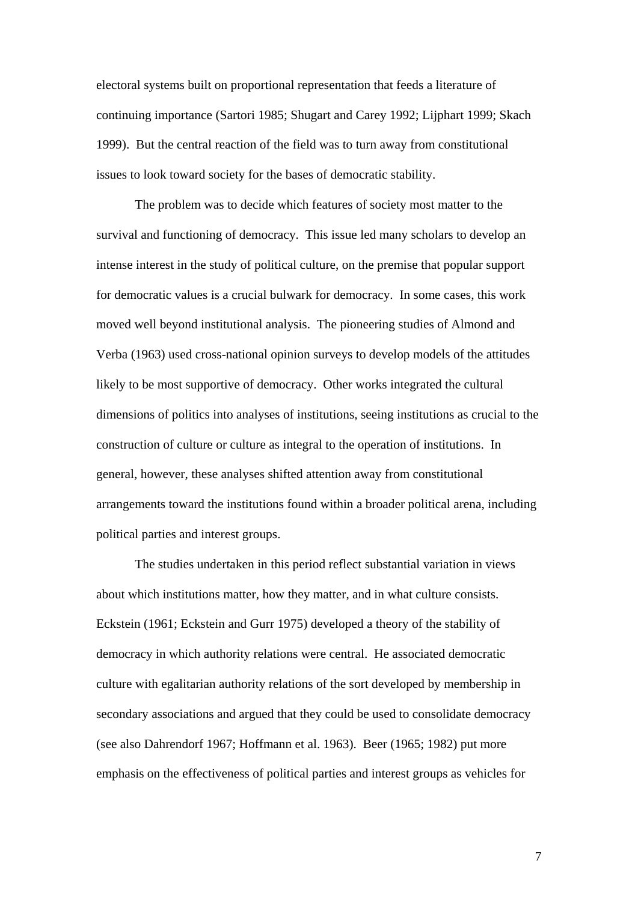electoral systems built on proportional representation that feeds a literature of continuing importance (Sartori 1985; Shugart and Carey 1992; Lijphart 1999; Skach 1999). But the central reaction of the field was to turn away from constitutional issues to look toward society for the bases of democratic stability.

The problem was to decide which features of society most matter to the survival and functioning of democracy. This issue led many scholars to develop an intense interest in the study of political culture, on the premise that popular support for democratic values is a crucial bulwark for democracy. In some cases, this work moved well beyond institutional analysis. The pioneering studies of Almond and Verba (1963) used cross-national opinion surveys to develop models of the attitudes likely to be most supportive of democracy. Other works integrated the cultural dimensions of politics into analyses of institutions, seeing institutions as crucial to the construction of culture or culture as integral to the operation of institutions. In general, however, these analyses shifted attention away from constitutional arrangements toward the institutions found within a broader political arena, including political parties and interest groups.

The studies undertaken in this period reflect substantial variation in views about which institutions matter, how they matter, and in what culture consists. Eckstein (1961; Eckstein and Gurr 1975) developed a theory of the stability of democracy in which authority relations were central. He associated democratic culture with egalitarian authority relations of the sort developed by membership in secondary associations and argued that they could be used to consolidate democracy (see also Dahrendorf 1967; Hoffmann et al. 1963). Beer (1965; 1982) put more emphasis on the effectiveness of political parties and interest groups as vehicles for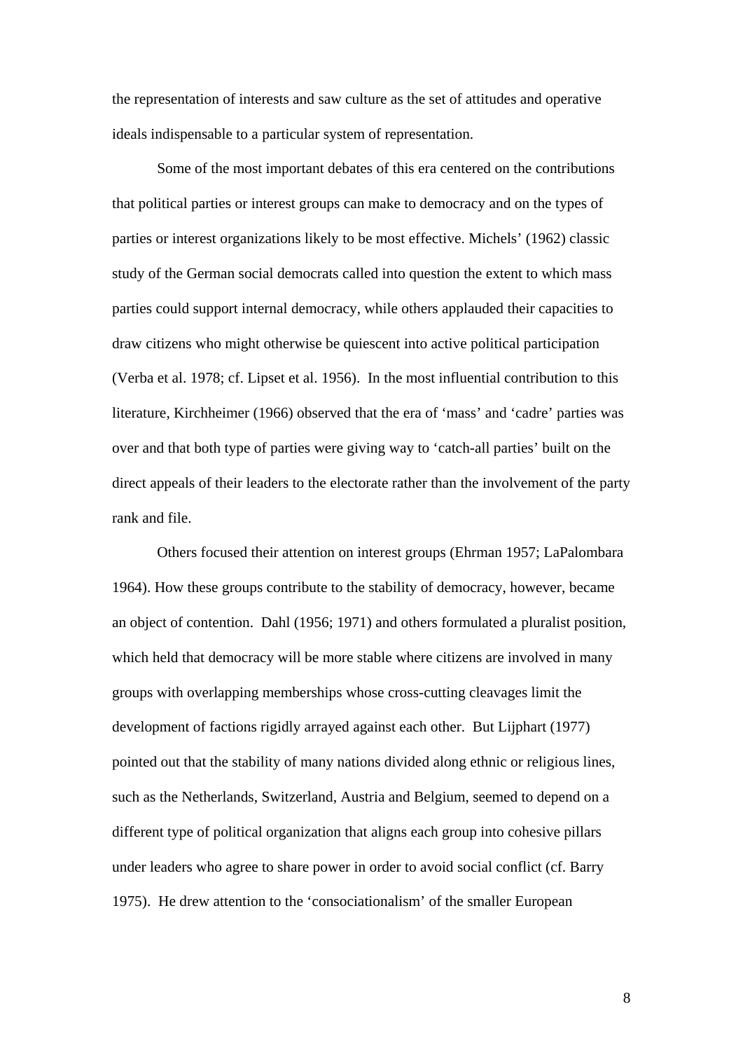the representation of interests and saw culture as the set of attitudes and operative ideals indispensable to a particular system of representation.

Some of the most important debates of this era centered on the contributions that political parties or interest groups can make to democracy and on the types of parties or interest organizations likely to be most effective. Michels' (1962) classic study of the German social democrats called into question the extent to which mass parties could support internal democracy, while others applauded their capacities to draw citizens who might otherwise be quiescent into active political participation (Verba et al. 1978; cf. Lipset et al. 1956). In the most influential contribution to this literature, Kirchheimer (1966) observed that the era of 'mass' and 'cadre' parties was over and that both type of parties were giving way to 'catch-all parties' built on the direct appeals of their leaders to the electorate rather than the involvement of the party rank and file.

Others focused their attention on interest groups (Ehrman 1957; LaPalombara 1964). How these groups contribute to the stability of democracy, however, became an object of contention. Dahl (1956; 1971) and others formulated a pluralist position, which held that democracy will be more stable where citizens are involved in many groups with overlapping memberships whose cross-cutting cleavages limit the development of factions rigidly arrayed against each other. But Lijphart (1977) pointed out that the stability of many nations divided along ethnic or religious lines, such as the Netherlands, Switzerland, Austria and Belgium, seemed to depend on a different type of political organization that aligns each group into cohesive pillars under leaders who agree to share power in order to avoid social conflict (cf. Barry 1975). He drew attention to the 'consociationalism' of the smaller European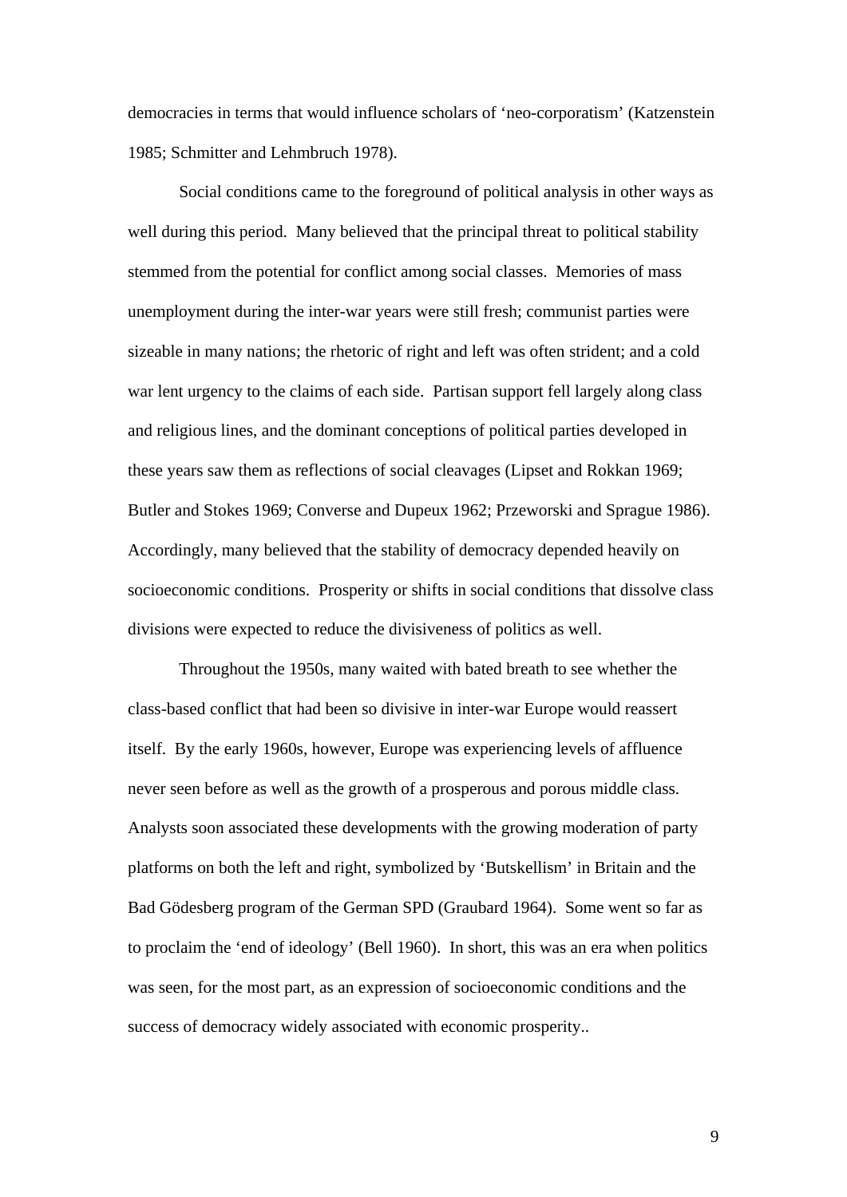democracies in terms that would influence scholars of 'neo-corporatism' (Katzenstein 1985; Schmitter and Lehmbruch 1978).

Social conditions came to the foreground of political analysis in other ways as well during this period. Many believed that the principal threat to political stability stemmed from the potential for conflict among social classes. Memories of mass unemployment during the inter-war years were still fresh; communist parties were sizeable in many nations; the rhetoric of right and left was often strident; and a cold war lent urgency to the claims of each side. Partisan support fell largely along class and religious lines, and the dominant conceptions of political parties developed in these years saw them as reflections of social cleavages (Lipset and Rokkan 1969; Butler and Stokes 1969; Converse and Dupeux 1962; Przeworski and Sprague 1986). Accordingly, many believed that the stability of democracy depended heavily on socioeconomic conditions. Prosperity or shifts in social conditions that dissolve class divisions were expected to reduce the divisiveness of politics as well.

Throughout the 1950s, many waited with bated breath to see whether the class-based conflict that had been so divisive in inter-war Europe would reassert itself. By the early 1960s, however, Europe was experiencing levels of affluence never seen before as well as the growth of a prosperous and porous middle class. Analysts soon associated these developments with the growing moderation of party platforms on both the left and right, symbolized by 'Butskellism' in Britain and the Bad Gödesberg program of the German SPD (Graubard 1964). Some went so far as to proclaim the 'end of ideology' (Bell 1960). In short, this was an era when politics was seen, for the most part, as an expression of socioeconomic conditions and the success of democracy widely associated with economic prosperity..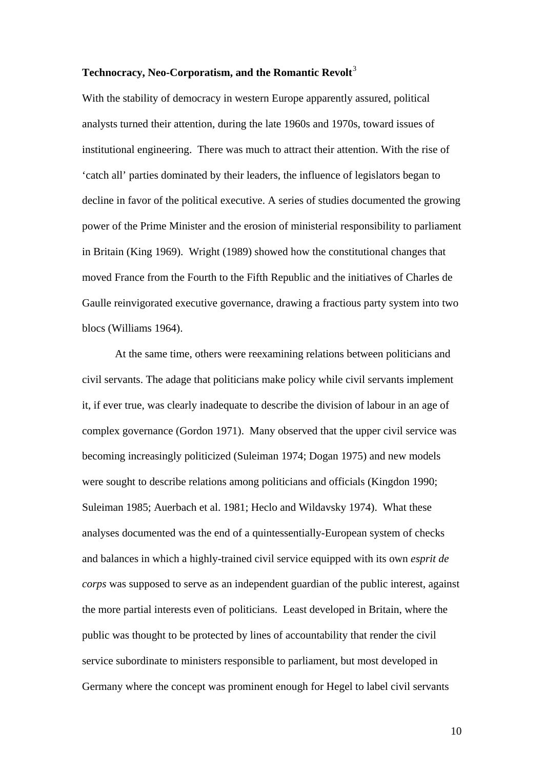**Technocracy, Neo-Corporatism, and the Romantic Revolt**[3]

With the stability of democracy in western Europe apparently assured, political analysts turned their attention, during the late 1960s and 1970s, toward issues of institutional engineering. There was much to attract their attention. With the rise of 'catch all' parties dominated by their leaders, the influence of legislators began to decline in favor of the political executive. A series of studies documented the growing power of the Prime Minister and the erosion of ministerial responsibility to parliament in Britain (King 1969). Wright (1989) showed how the constitutional changes that moved France from the Fourth to the Fifth Republic and the initiatives of Charles de Gaulle reinvigorated executive governance, drawing a fractious party system into two blocs (Williams 1964).

At the same time, others were reexamining relations between politicians and civil servants. The adage that politicians make policy while civil servants implement it, if ever true, was clearly inadequate to describe the division of labour in an age of complex governance (Gordon 1971). Many observed that the upper civil service was becoming increasingly politicized (Suleiman 1974; Dogan 1975) and new models were sought to describe relations among politicians and officials (Kingdon 1990; Suleiman 1985; Auerbach et al. 1981; Heclo and Wildavsky 1974). What these analyses documented was the end of a quintessentially-European system of checks and balances in which a highly-trained civil service equipped with its own *esprit de corps* was supposed to serve as an independent guardian of the public interest, against the more partial interests even of politicians. Least developed in Britain, where the public was thought to be protected by lines of accountability that render the civil service subordinate to ministers responsible to parliament, but most developed in Germany where the concept was prominent enough for Hegel to label civil servants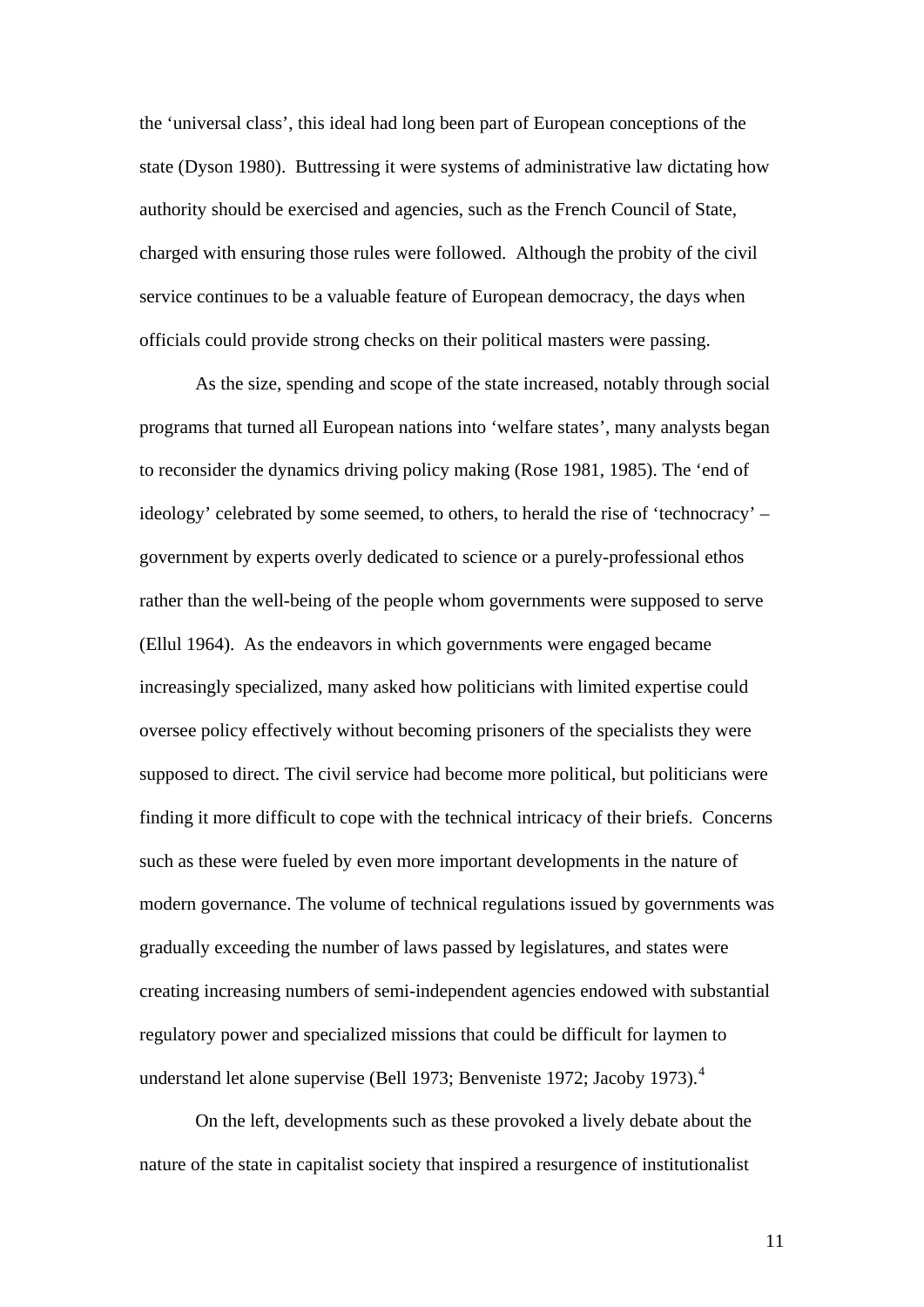the 'universal class', this ideal had long been part of European conceptions of the state (Dyson 1980). Buttressing it were systems of administrative law dictating how authority should be exercised and agencies, such as the French Council of State, charged with ensuring those rules were followed. Although the probity of the civil service continues to be a valuable feature of European democracy, the days when officials could provide strong checks on their political masters were passing.

As the size, spending and scope of the state increased, notably through social programs that turned all European nations into 'welfare states', many analysts began to reconsider the dynamics driving policy making (Rose 1981, 1985). The 'end of ideology' celebrated by some seemed, to others, to herald the rise of 'technocracy' – government by experts overly dedicated to science or a purely-professional ethos rather than the well-being of the people whom governments were supposed to serve (Ellul 1964). As the endeavors in which governments were engaged became increasingly specialized, many asked how politicians with limited expertise could oversee policy effectively without becoming prisoners of the specialists they were supposed to direct. The civil service had become more political, but politicians were finding it more difficult to cope with the technical intricacy of their briefs. Concerns such as these were fueled by even more important developments in the nature of modern governance. The volume of technical regulations issued by governments was gradually exceeding the number of laws passed by legislatures, and states were creating increasing numbers of semi-independent agencies endowed with substantial regulatory power and specialized missions that could be difficult for laymen to understand let alone supervise (Bell 1973; Benveniste 1972; Jacoby 1973).[4]

On the left, developments such as these provoked a lively debate about the nature of the state in capitalist society that inspired a resurgence of institutionalist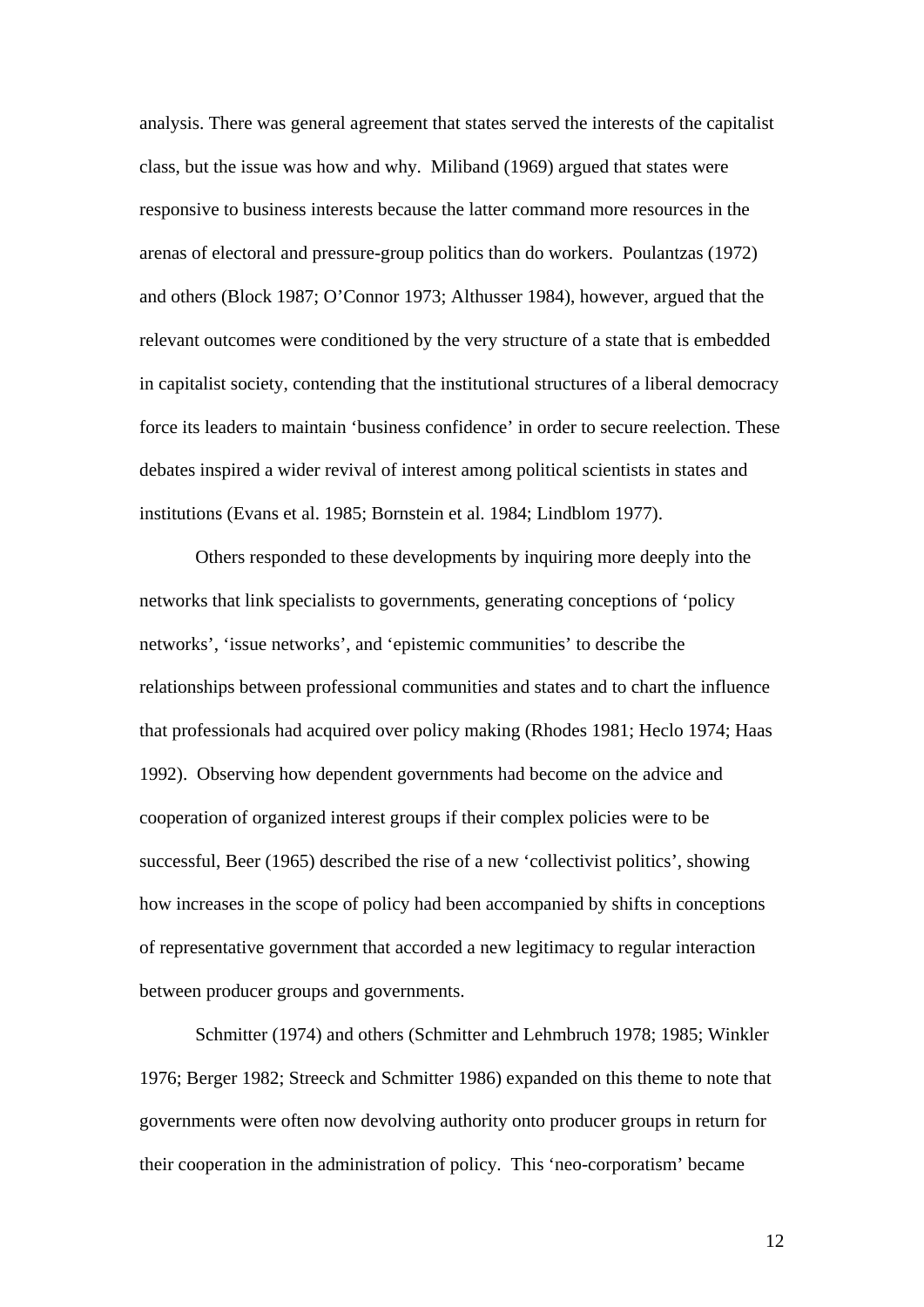analysis. There was general agreement that states served the interests of the capitalist class, but the issue was how and why. Miliband (1969) argued that states were responsive to business interests because the latter command more resources in the arenas of electoral and pressure-group politics than do workers. Poulantzas (1972) and others (Block 1987; O'Connor 1973; Althusser 1984), however, argued that the relevant outcomes were conditioned by the very structure of a state that is embedded in capitalist society, contending that the institutional structures of a liberal democracy force its leaders to maintain 'business confidence' in order to secure reelection. These debates inspired a wider revival of interest among political scientists in states and institutions (Evans et al. 1985; Bornstein et al. 1984; Lindblom 1977).

Others responded to these developments by inquiring more deeply into the networks that link specialists to governments, generating conceptions of 'policy networks', 'issue networks', and 'epistemic communities' to describe the relationships between professional communities and states and to chart the influence that professionals had acquired over policy making (Rhodes 1981; Heclo 1974; Haas 1992). Observing how dependent governments had become on the advice and cooperation of organized interest groups if their complex policies were to be successful, Beer (1965) described the rise of a new 'collectivist politics', showing how increases in the scope of policy had been accompanied by shifts in conceptions of representative government that accorded a new legitimacy to regular interaction between producer groups and governments.

Schmitter (1974) and others (Schmitter and Lehmbruch 1978; 1985; Winkler 1976; Berger 1982; Streeck and Schmitter 1986) expanded on this theme to note that governments were often now devolving authority onto producer groups in return for their cooperation in the administration of policy. This 'neo-corporatism' became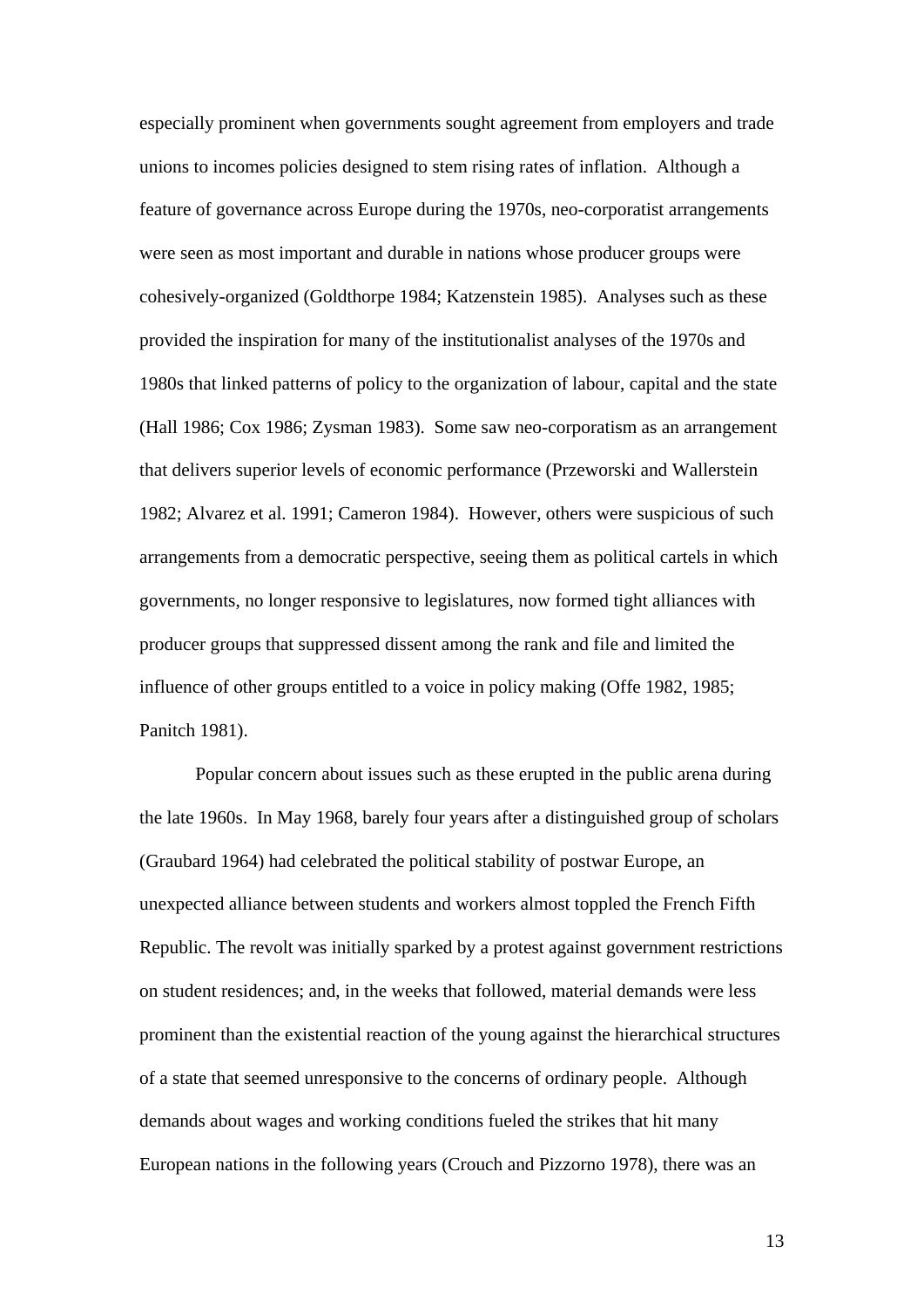especially prominent when governments sought agreement from employers and trade unions to incomes policies designed to stem rising rates of inflation. Although a feature of governance across Europe during the 1970s, neo-corporatist arrangements were seen as most important and durable in nations whose producer groups were cohesively-organized (Goldthorpe 1984; Katzenstein 1985). Analyses such as these provided the inspiration for many of the institutionalist analyses of the 1970s and 1980s that linked patterns of policy to the organization of labour, capital and the state (Hall 1986; Cox 1986; Zysman 1983). Some saw neo-corporatism as an arrangement that delivers superior levels of economic performance (Przeworski and Wallerstein 1982; Alvarez et al. 1991; Cameron 1984). However, others were suspicious of such arrangements from a democratic perspective, seeing them as political cartels in which governments, no longer responsive to legislatures, now formed tight alliances with producer groups that suppressed dissent among the rank and file and limited the influence of other groups entitled to a voice in policy making (Offe 1982, 1985; Panitch 1981).

Popular concern about issues such as these erupted in the public arena during the late 1960s. In May 1968, barely four years after a distinguished group of scholars (Graubard 1964) had celebrated the political stability of postwar Europe, an unexpected alliance between students and workers almost toppled the French Fifth Republic. The revolt was initially sparked by a protest against government restrictions on student residences; and, in the weeks that followed, material demands were less prominent than the existential reaction of the young against the hierarchical structures of a state that seemed unresponsive to the concerns of ordinary people. Although demands about wages and working conditions fueled the strikes that hit many European nations in the following years (Crouch and Pizzorno 1978), there was an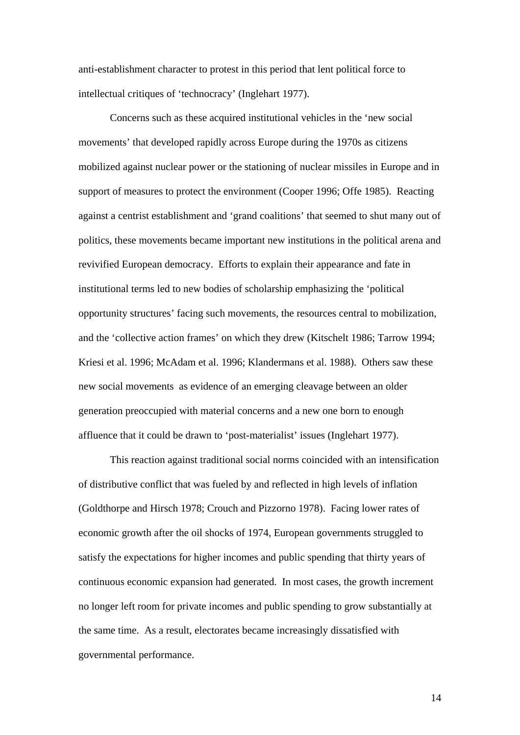anti-establishment character to protest in this period that lent political force to intellectual critiques of 'technocracy' (Inglehart 1977).

Concerns such as these acquired institutional vehicles in the 'new social movements' that developed rapidly across Europe during the 1970s as citizens mobilized against nuclear power or the stationing of nuclear missiles in Europe and in support of measures to protect the environment (Cooper 1996; Offe 1985). Reacting against a centrist establishment and 'grand coalitions' that seemed to shut many out of politics, these movements became important new institutions in the political arena and revivified European democracy. Efforts to explain their appearance and fate in institutional terms led to new bodies of scholarship emphasizing the 'political opportunity structures' facing such movements, the resources central to mobilization, and the 'collective action frames' on which they drew (Kitschelt 1986; Tarrow 1994; Kriesi et al. 1996; McAdam et al. 1996; Klandermans et al. 1988). Others saw these new social movements as evidence of an emerging cleavage between an older generation preoccupied with material concerns and a new one born to enough affluence that it could be drawn to 'post-materialist' issues (Inglehart 1977).

This reaction against traditional social norms coincided with an intensification of distributive conflict that was fueled by and reflected in high levels of inflation (Goldthorpe and Hirsch 1978; Crouch and Pizzorno 1978). Facing lower rates of economic growth after the oil shocks of 1974, European governments struggled to satisfy the expectations for higher incomes and public spending that thirty years of continuous economic expansion had generated. In most cases, the growth increment no longer left room for private incomes and public spending to grow substantially at the same time. As a result, electorates became increasingly dissatisfied with governmental performance.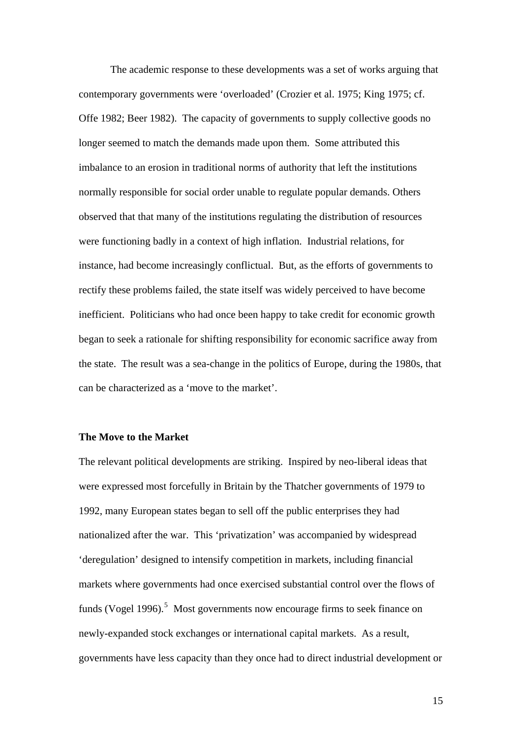The academic response to these developments was a set of works arguing that contemporary governments were 'overloaded' (Crozier et al. 1975; King 1975; cf. Offe 1982; Beer 1982). The capacity of governments to supply collective goods no longer seemed to match the demands made upon them. Some attributed this imbalance to an erosion in traditional norms of authority that left the institutions normally responsible for social order unable to regulate popular demands. Others observed that that many of the institutions regulating the distribution of resources were functioning badly in a context of high inflation. Industrial relations, for instance, had become increasingly conflictual. But, as the efforts of governments to rectify these problems failed, the state itself was widely perceived to have become inefficient. Politicians who had once been happy to take credit for economic growth began to seek a rationale for shifting responsibility for economic sacrifice away from the state. The result was a sea-change in the politics of Europe, during the 1980s, that can be characterized as a 'move to the market'.

**The Move to the Market**

The relevant political developments are striking. Inspired by neo-liberal ideas that were expressed most forcefully in Britain by the Thatcher governments of 1979 to 1992, many European states began to sell off the public enterprises they had nationalized after the war. This 'privatization' was accompanied by widespread 'deregulation' designed to intensify competition in markets, including financial markets where governments had once exercised substantial control over the flows of funds (Vogel 1996).[5] Most governments now encourage firms to seek finance on newly-expanded stock exchanges or international capital markets. As a result, governments have less capacity than they once had to direct industrial development or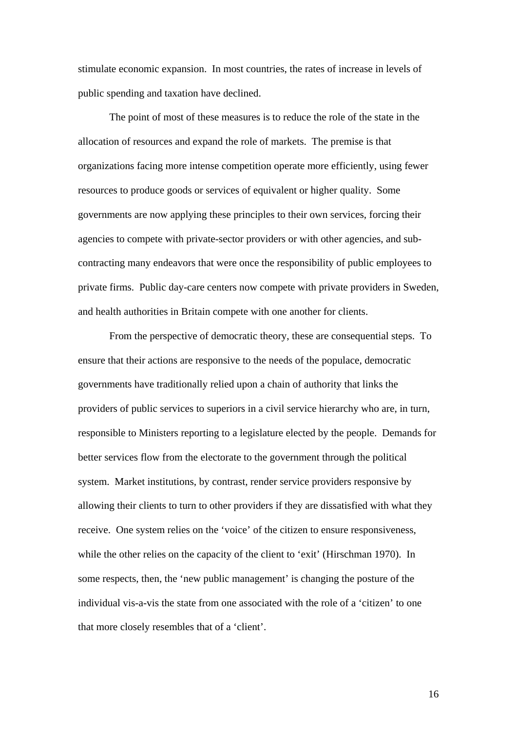stimulate economic expansion. In most countries, the rates of increase in levels of public spending and taxation have declined.

The point of most of these measures is to reduce the role of the state in the allocation of resources and expand the role of markets. The premise is that organizations facing more intense competition operate more efficiently, using fewer resources to produce goods or services of equivalent or higher quality. Some governments are now applying these principles to their own services, forcing their agencies to compete with private-sector providers or with other agencies, and sub-contracting many endeavors that were once the responsibility of public employees to private firms. Public day-care centers now compete with private providers in Sweden, and health authorities in Britain compete with one another for clients.

From the perspective of democratic theory, these are consequential steps. To ensure that their actions are responsive to the needs of the populace, democratic governments have traditionally relied upon a chain of authority that links the providers of public services to superiors in a civil service hierarchy who are, in turn, responsible to Ministers reporting to a legislature elected by the people. Demands for better services flow from the electorate to the government through the political system. Market institutions, by contrast, render service providers responsive by allowing their clients to turn to other providers if they are dissatisfied with what they receive. One system relies on the 'voice' of the citizen to ensure responsiveness, while the other relies on the capacity of the client to 'exit' (Hirschman 1970). In some respects, then, the 'new public management' is changing the posture of the individual vis-a-vis the state from one associated with the role of a 'citizen' to one that more closely resembles that of a 'client'.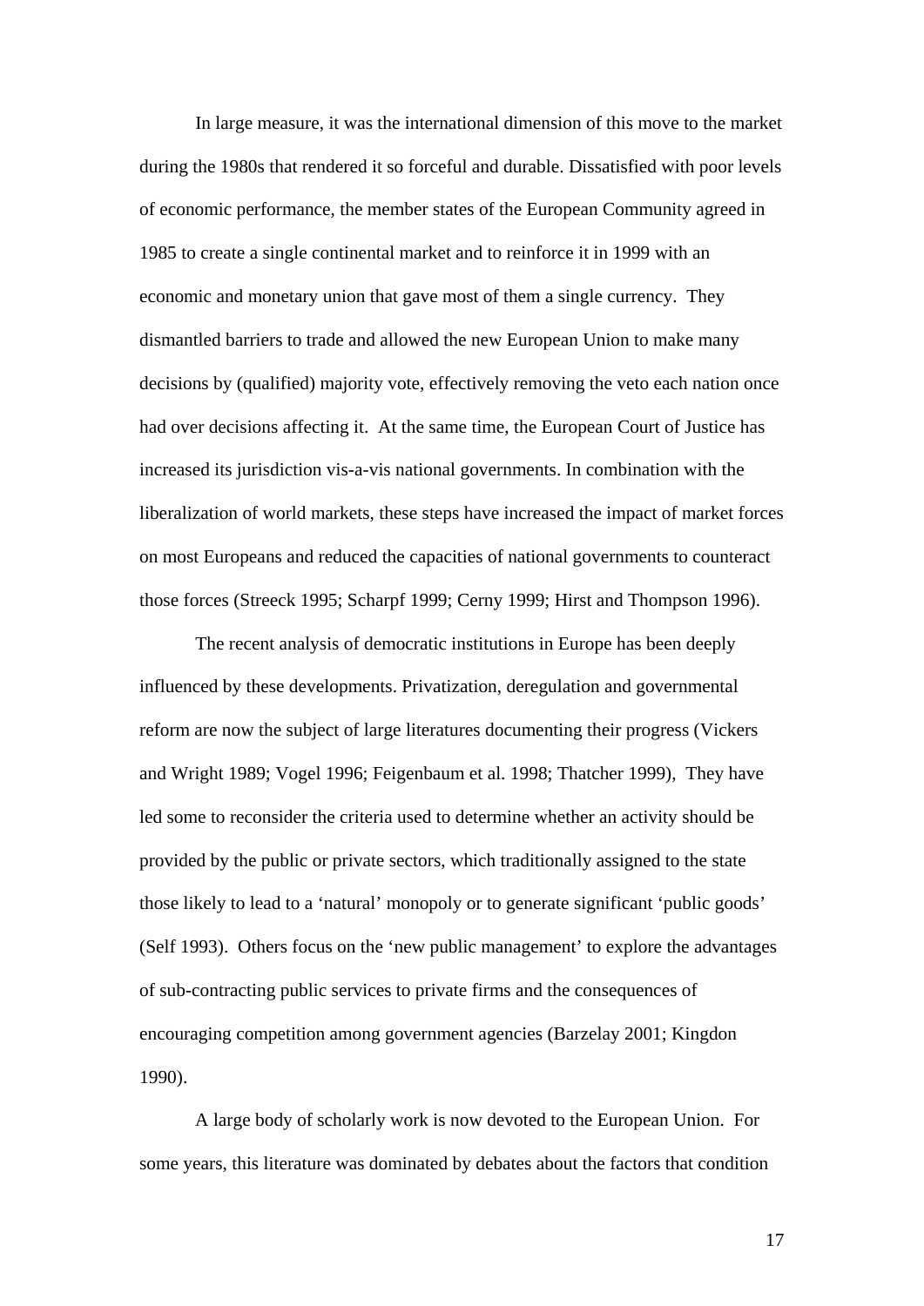In large measure, it was the international dimension of this move to the market during the 1980s that rendered it so forceful and durable. Dissatisfied with poor levels of economic performance, the member states of the European Community agreed in 1985 to create a single continental market and to reinforce it in 1999 with an economic and monetary union that gave most of them a single currency. They dismantled barriers to trade and allowed the new European Union to make many decisions by (qualified) majority vote, effectively removing the veto each nation once had over decisions affecting it. At the same time, the European Court of Justice has increased its jurisdiction vis-a-vis national governments. In combination with the liberalization of world markets, these steps have increased the impact of market forces on most Europeans and reduced the capacities of national governments to counteract those forces (Streeck 1995; Scharpf 1999; Cerny 1999; Hirst and Thompson 1996).

The recent analysis of democratic institutions in Europe has been deeply influenced by these developments. Privatization, deregulation and governmental reform are now the subject of large literatures documenting their progress (Vickers and Wright 1989; Vogel 1996; Feigenbaum et al. 1998; Thatcher 1999), They have led some to reconsider the criteria used to determine whether an activity should be provided by the public or private sectors, which traditionally assigned to the state those likely to lead to a 'natural' monopoly or to generate significant 'public goods' (Self 1993). Others focus on the 'new public management' to explore the advantages of sub-contracting public services to private firms and the consequences of encouraging competition among government agencies (Barzelay 2001; Kingdon 1990).

A large body of scholarly work is now devoted to the European Union. For some years, this literature was dominated by debates about the factors that condition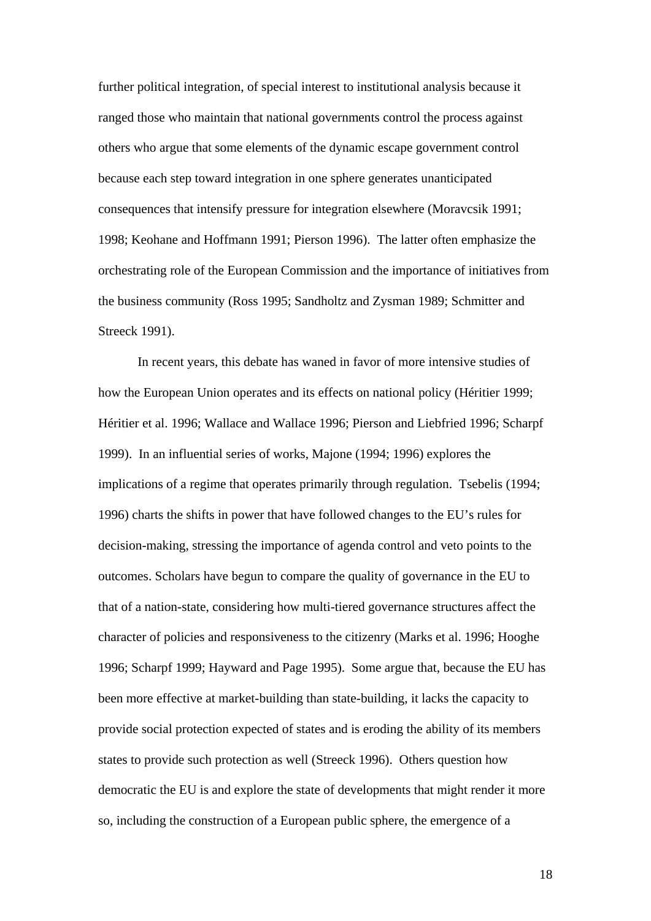further political integration, of special interest to institutional analysis because it ranged those who maintain that national governments control the process against others who argue that some elements of the dynamic escape government control because each step toward integration in one sphere generates unanticipated consequences that intensify pressure for integration elsewhere (Moravcsik 1991; 1998; Keohane and Hoffmann 1991; Pierson 1996). The latter often emphasize the orchestrating role of the European Commission and the importance of initiatives from the business community (Ross 1995; Sandholtz and Zysman 1989; Schmitter and Streeck 1991).

In recent years, this debate has waned in favor of more intensive studies of how the European Union operates and its effects on national policy (Héritier 1999; Héritier et al. 1996; Wallace and Wallace 1996; Pierson and Liebfried 1996; Scharpf 1999). In an influential series of works, Majone (1994; 1996) explores the implications of a regime that operates primarily through regulation. Tsebelis (1994; 1996) charts the shifts in power that have followed changes to the EU's rules for decision-making, stressing the importance of agenda control and veto points to the outcomes. Scholars have begun to compare the quality of governance in the EU to that of a nation-state, considering how multi-tiered governance structures affect the character of policies and responsiveness to the citizenry (Marks et al. 1996; Hooghe 1996; Scharpf 1999; Hayward and Page 1995). Some argue that, because the EU has been more effective at market-building than state-building, it lacks the capacity to provide social protection expected of states and is eroding the ability of its members states to provide such protection as well (Streeck 1996). Others question how democratic the EU is and explore the state of developments that might render it more so, including the construction of a European public sphere, the emergence of a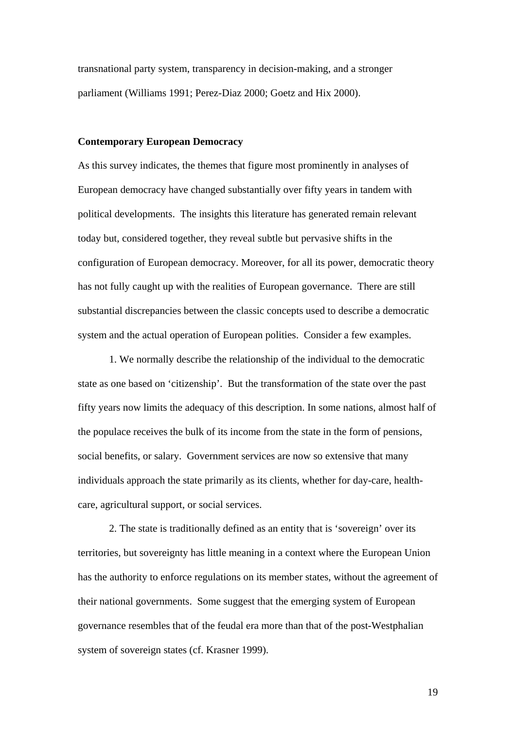transnational party system, transparency in decision-making, and a stronger parliament (Williams 1991; Perez-Diaz 2000; Goetz and Hix 2000).

**Contemporary European Democracy**

As this survey indicates, the themes that figure most prominently in analyses of European democracy have changed substantially over fifty years in tandem with political developments. The insights this literature has generated remain relevant today but, considered together, they reveal subtle but pervasive shifts in the configuration of European democracy. Moreover, for all its power, democratic theory has not fully caught up with the realities of European governance. There are still substantial discrepancies between the classic concepts used to describe a democratic system and the actual operation of European polities. Consider a few examples.

1. We normally describe the relationship of the individual to the democratic state as one based on 'citizenship'. But the transformation of the state over the past fifty years now limits the adequacy of this description. In some nations, almost half of the populace receives the bulk of its income from the state in the form of pensions, social benefits, or salary. Government services are now so extensive that many individuals approach the state primarily as its clients, whether for day-care, health-care, agricultural support, or social services.

2. The state is traditionally defined as an entity that is 'sovereign' over its territories, but sovereignty has little meaning in a context where the European Union has the authority to enforce regulations on its member states, without the agreement of their national governments. Some suggest that the emerging system of European governance resembles that of the feudal era more than that of the post-Westphalian system of sovereign states (cf. Krasner 1999).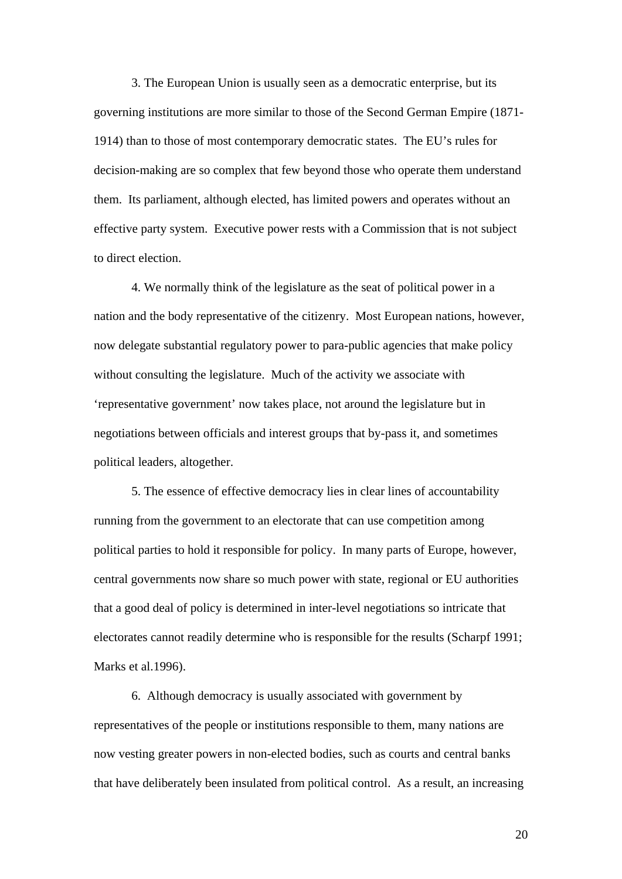3. The European Union is usually seen as a democratic enterprise, but its governing institutions are more similar to those of the Second German Empire (1871-1914) than to those of most contemporary democratic states. The EU's rules for decision-making are so complex that few beyond those who operate them understand them. Its parliament, although elected, has limited powers and operates without an effective party system. Executive power rests with a Commission that is not subject to direct election.

4. We normally think of the legislature as the seat of political power in a nation and the body representative of the citizenry. Most European nations, however, now delegate substantial regulatory power to para-public agencies that make policy without consulting the legislature. Much of the activity we associate with 'representative government' now takes place, not around the legislature but in negotiations between officials and interest groups that by-pass it, and sometimes political leaders, altogether.

5. The essence of effective democracy lies in clear lines of accountability running from the government to an electorate that can use competition among political parties to hold it responsible for policy. In many parts of Europe, however, central governments now share so much power with state, regional or EU authorities that a good deal of policy is determined in inter-level negotiations so intricate that electorates cannot readily determine who is responsible for the results (Scharpf 1991; Marks et al.1996).

6. Although democracy is usually associated with government by representatives of the people or institutions responsible to them, many nations are now vesting greater powers in non-elected bodies, such as courts and central banks that have deliberately been insulated from political control. As a result, an increasing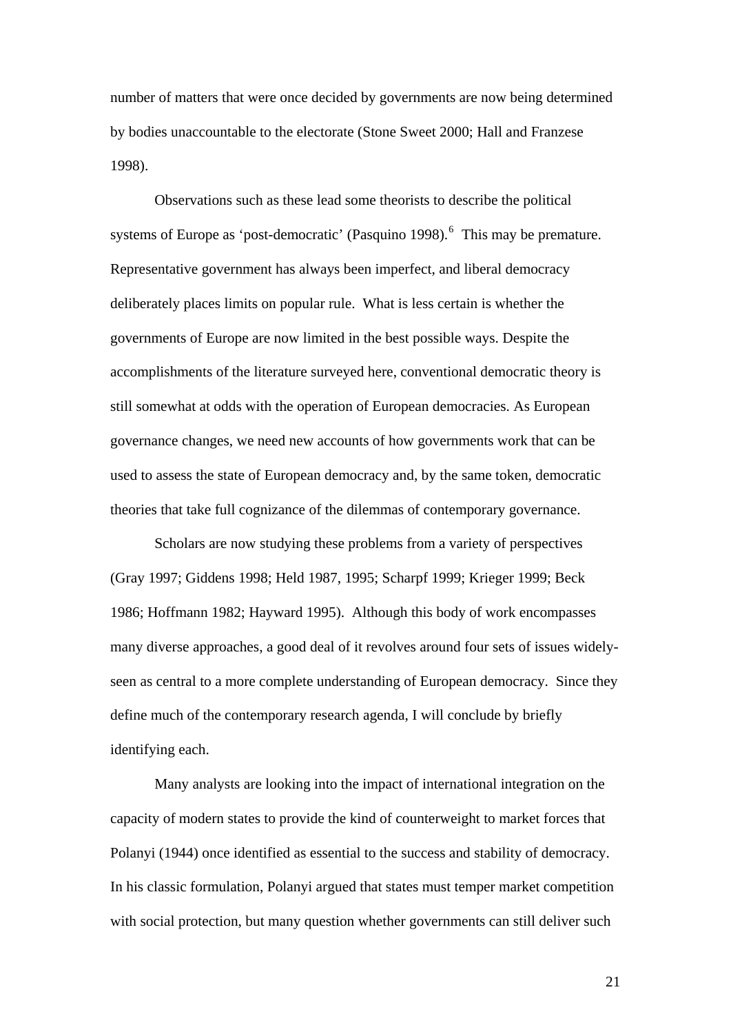number of matters that were once decided by governments are now being determined by bodies unaccountable to the electorate (Stone Sweet 2000; Hall and Franzese 1998).

Observations such as these lead some theorists to describe the political systems of Europe as 'post-democratic' (Pasquino 1998).[6] This may be premature. Representative government has always been imperfect, and liberal democracy deliberately places limits on popular rule. What is less certain is whether the governments of Europe are now limited in the best possible ways. Despite the accomplishments of the literature surveyed here, conventional democratic theory is still somewhat at odds with the operation of European democracies. As European governance changes, we need new accounts of how governments work that can be used to assess the state of European democracy and, by the same token, democratic theories that take full cognizance of the dilemmas of contemporary governance.

Scholars are now studying these problems from a variety of perspectives (Gray 1997; Giddens 1998; Held 1987, 1995; Scharpf 1999; Krieger 1999; Beck 1986; Hoffmann 1982; Hayward 1995). Although this body of work encompasses many diverse approaches, a good deal of it revolves around four sets of issues widely-seen as central to a more complete understanding of European democracy. Since they define much of the contemporary research agenda, I will conclude by briefly identifying each.

Many analysts are looking into the impact of international integration on the capacity of modern states to provide the kind of counterweight to market forces that Polanyi (1944) once identified as essential to the success and stability of democracy. In his classic formulation, Polanyi argued that states must temper market competition with social protection, but many question whether governments can still deliver such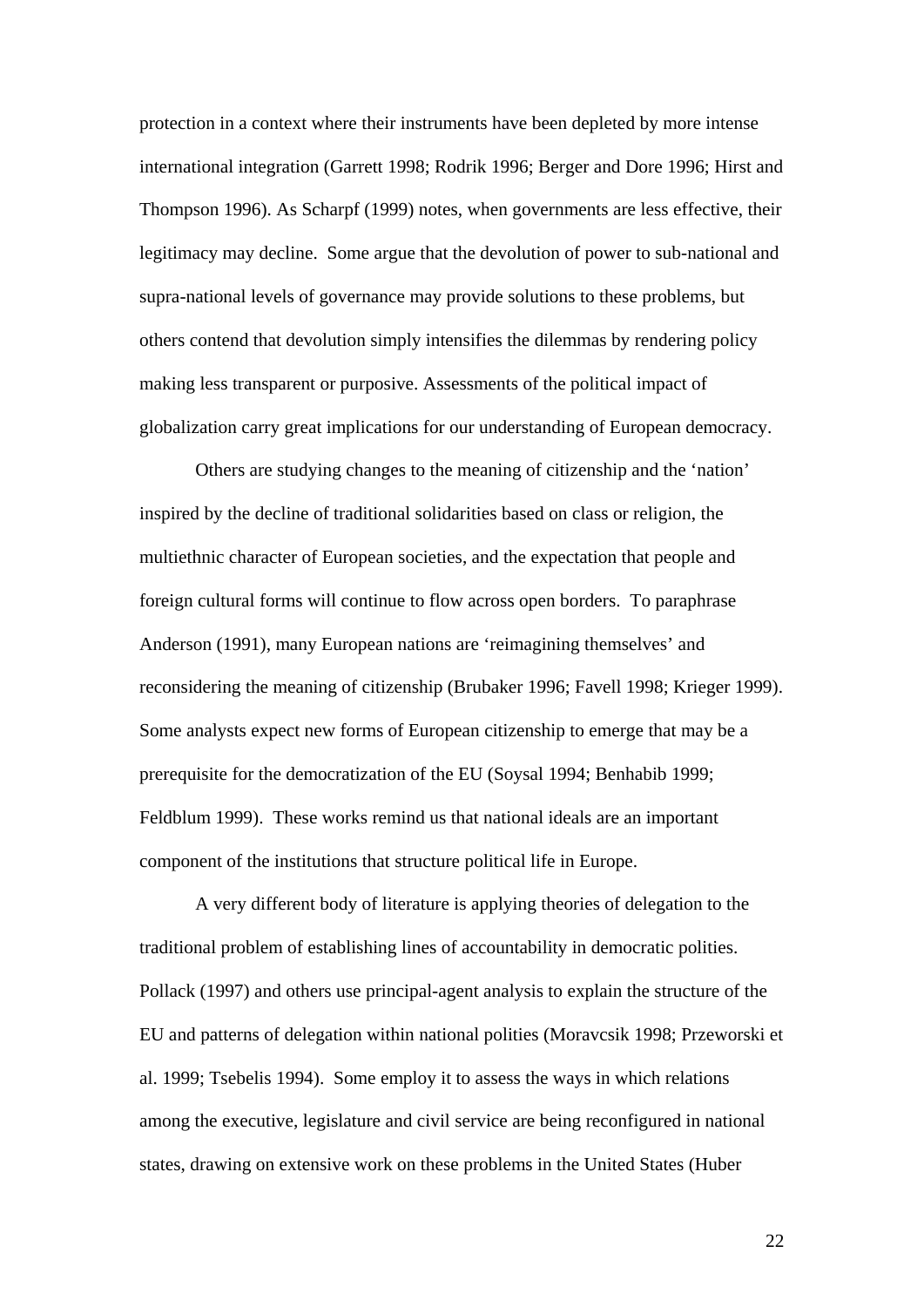protection in a context where their instruments have been depleted by more intense international integration (Garrett 1998; Rodrik 1996; Berger and Dore 1996; Hirst and Thompson 1996). As Scharpf (1999) notes, when governments are less effective, their legitimacy may decline. Some argue that the devolution of power to sub-national and supra-national levels of governance may provide solutions to these problems, but others contend that devolution simply intensifies the dilemmas by rendering policy making less transparent or purposive. Assessments of the political impact of globalization carry great implications for our understanding of European democracy.

Others are studying changes to the meaning of citizenship and the 'nation' inspired by the decline of traditional solidarities based on class or religion, the multiethnic character of European societies, and the expectation that people and foreign cultural forms will continue to flow across open borders. To paraphrase Anderson (1991), many European nations are 'reimagining themselves' and reconsidering the meaning of citizenship (Brubaker 1996; Favell 1998; Krieger 1999). Some analysts expect new forms of European citizenship to emerge that may be a prerequisite for the democratization of the EU (Soysal 1994; Benhabib 1999; Feldblum 1999). These works remind us that national ideals are an important component of the institutions that structure political life in Europe.

A very different body of literature is applying theories of delegation to the traditional problem of establishing lines of accountability in democratic polities. Pollack (1997) and others use principal-agent analysis to explain the structure of the EU and patterns of delegation within national polities (Moravcsik 1998; Przeworski et al. 1999; Tsebelis 1994). Some employ it to assess the ways in which relations among the executive, legislature and civil service are being reconfigured in national states, drawing on extensive work on these problems in the United States (Huber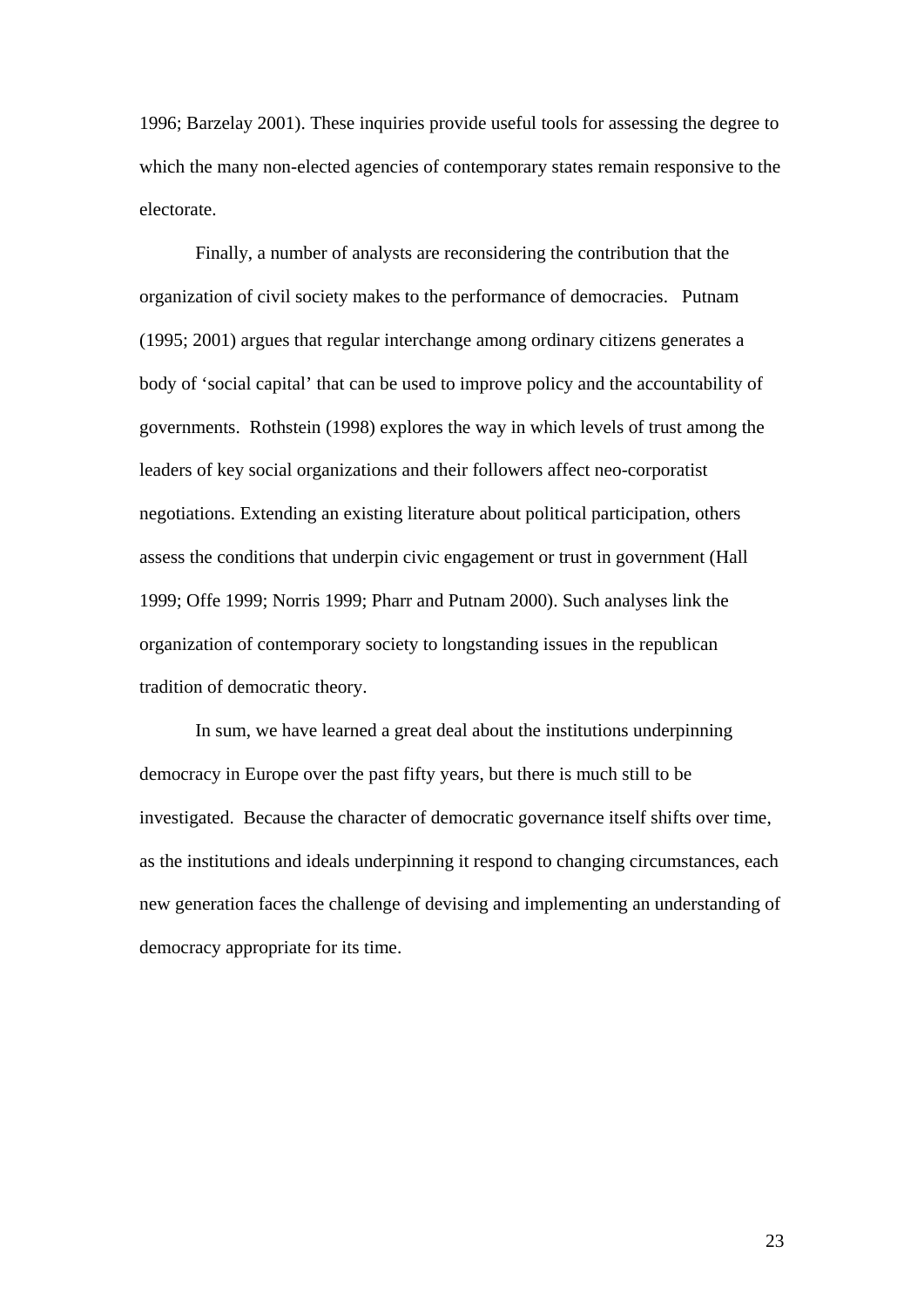1996; Barzelay 2001). These inquiries provide useful tools for assessing the degree to which the many non-elected agencies of contemporary states remain responsive to the electorate.

Finally, a number of analysts are reconsidering the contribution that the organization of civil society makes to the performance of democracies. Putnam (1995; 2001) argues that regular interchange among ordinary citizens generates a body of 'social capital' that can be used to improve policy and the accountability of governments. Rothstein (1998) explores the way in which levels of trust among the leaders of key social organizations and their followers affect neo-corporatist negotiations. Extending an existing literature about political participation, others assess the conditions that underpin civic engagement or trust in government (Hall 1999; Offe 1999; Norris 1999; Pharr and Putnam 2000). Such analyses link the organization of contemporary society to longstanding issues in the republican tradition of democratic theory.

In sum, we have learned a great deal about the institutions underpinning democracy in Europe over the past fifty years, but there is much still to be investigated. Because the character of democratic governance itself shifts over time, as the institutions and ideals underpinning it respond to changing circumstances, each new generation faces the challenge of devising and implementing an understanding of democracy appropriate for its time.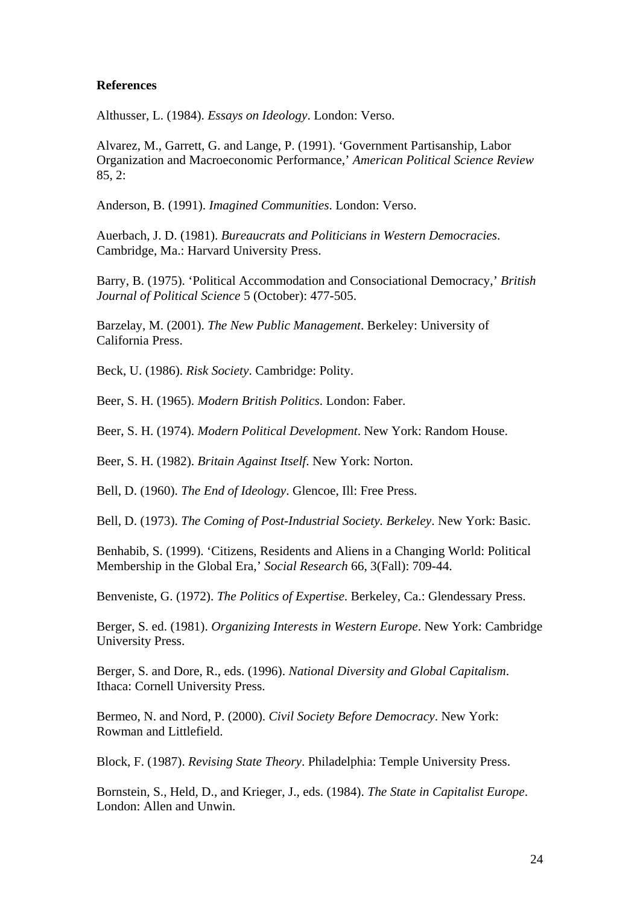**References**

Althusser, L. (1984). *Essays on Ideology*. London: Verso.

Alvarez, M., Garrett, G. and Lange, P. (1991). 'Government Partisanship, Labor Organization and Macroeconomic Performance,' *American Political Science Review* 85, 2:

Anderson, B. (1991). *Imagined Communities*. London: Verso.

Auerbach, J. D. (1981). *Bureaucrats and Politicians in Western Democracies*. Cambridge, Ma.: Harvard University Press.

Barry, B. (1975). 'Political Accommodation and Consociational Democracy,' *British Journal of Political Science* 5 (October): 477-505.

Barzelay, M. (2001). *The New Public Management*. Berkeley: University of California Press.

Beck, U. (1986). *Risk Society*. Cambridge: Polity.

Beer, S. H. (1965). *Modern British Politics*. London: Faber.

Beer, S. H. (1974). *Modern Political Development*. New York: Random House.

Beer, S. H. (1982). *Britain Against Itself*. New York: Norton.

Bell, D. (1960). *The End of Ideology*. Glencoe, Ill: Free Press.

Bell, D. (1973). *The Coming of Post-Industrial Society. Berkeley*. New York: Basic.

Benhabib, S. (1999). 'Citizens, Residents and Aliens in a Changing World: Political Membership in the Global Era,' *Social Research* 66, 3(Fall): 709-44.

Benveniste, G. (1972). *The Politics of Expertise*. Berkeley, Ca.: Glendessary Press.

Berger, S. ed. (1981). *Organizing Interests in Western Europe*. New York: Cambridge University Press.

Berger, S. and Dore, R., eds. (1996). *National Diversity and Global Capitalism*. Ithaca: Cornell University Press.

Bermeo, N. and Nord, P. (2000). *Civil Society Before Democracy*. New York: Rowman and Littlefield.

Block, F. (1987). *Revising State Theory*. Philadelphia: Temple University Press.

Bornstein, S., Held, D., and Krieger, J., eds. (1984). *The State in Capitalist Europe*. London: Allen and Unwin.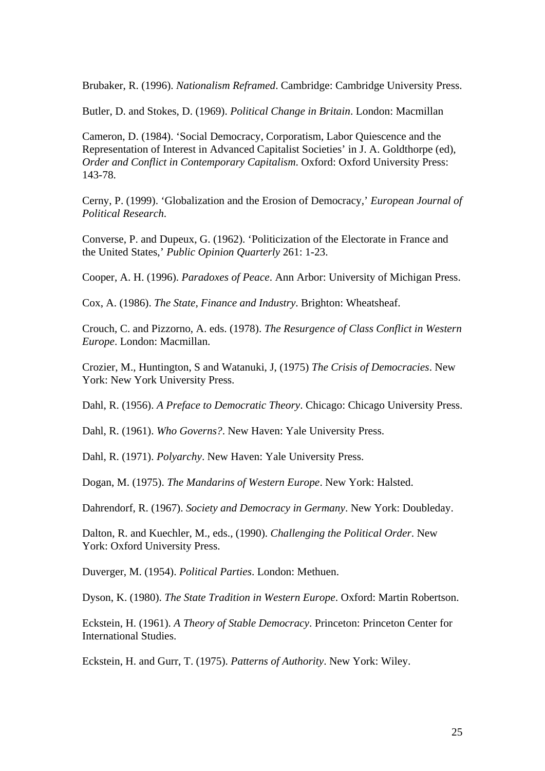Brubaker, R. (1996). *Nationalism Reframed*. Cambridge: Cambridge University Press.

Butler, D. and Stokes, D. (1969). *Political Change in Britain*. London: Macmillan

Cameron, D. (1984). 'Social Democracy, Corporatism, Labor Quiescence and the Representation of Interest in Advanced Capitalist Societies' in J. A. Goldthorpe (ed), *Order and Conflict in Contemporary Capitalism*. Oxford: Oxford University Press: 143-78.

Cerny, P. (1999). 'Globalization and the Erosion of Democracy,' *European Journal of Political Research*.

Converse, P. and Dupeux, G. (1962). 'Politicization of the Electorate in France and the United States,' *Public Opinion Quarterly* 261: 1-23.

Cooper, A. H. (1996). *Paradoxes of Peace*. Ann Arbor: University of Michigan Press.

Cox, A. (1986). *The State, Finance and Industry*. Brighton: Wheatsheaf.

Crouch, C. and Pizzorno, A. eds. (1978). *The Resurgence of Class Conflict in Western Europe*. London: Macmillan.

Crozier, M., Huntington, S and Watanuki, J, (1975) *The Crisis of Democracies*. New York: New York University Press.

Dahl, R. (1956). *A Preface to Democratic Theory*. Chicago: Chicago University Press.

Dahl, R. (1961). *Who Governs?*. New Haven: Yale University Press.

Dahl, R. (1971). *Polyarchy*. New Haven: Yale University Press.

Dogan, M. (1975). *The Mandarins of Western Europe*. New York: Halsted.

Dahrendorf, R. (1967). *Society and Democracy in Germany*. New York: Doubleday.

Dalton, R. and Kuechler, M., eds., (1990). *Challenging the Political Order*. New York: Oxford University Press.

Duverger, M. (1954). *Political Parties*. London: Methuen.

Dyson, K. (1980). *The State Tradition in Western Europe*. Oxford: Martin Robertson.

Eckstein, H. (1961). *A Theory of Stable Democracy*. Princeton: Princeton Center for International Studies.

Eckstein, H. and Gurr, T. (1975). *Patterns of Authority*. New York: Wiley.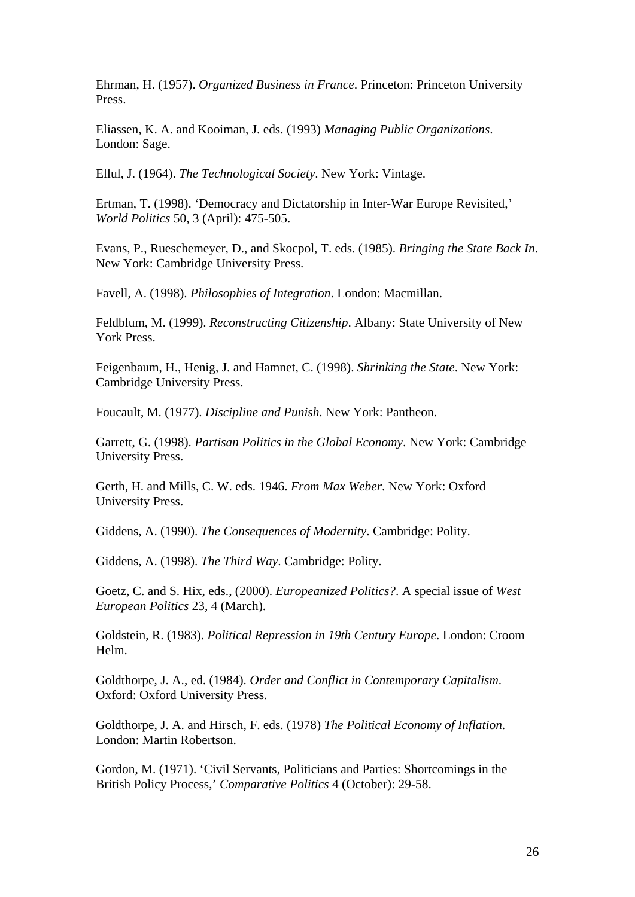Ehrman, H. (1957). *Organized Business in France*. Princeton: Princeton University Press.

Eliassen, K. A. and Kooiman, J. eds. (1993) *Managing Public Organizations*. London: Sage.

Ellul, J. (1964). *The Technological Society*. New York: Vintage.

Ertman, T. (1998). 'Democracy and Dictatorship in Inter-War Europe Revisited,' *World Politics* 50, 3 (April): 475-505.

Evans, P., Rueschemeyer, D., and Skocpol, T. eds. (1985). *Bringing the State Back In*. New York: Cambridge University Press.

Favell, A. (1998). *Philosophies of Integration*. London: Macmillan.

Feldblum, M. (1999). *Reconstructing Citizenship*. Albany: State University of New York Press.

Feigenbaum, H., Henig, J. and Hamnet, C. (1998). *Shrinking the State*. New York: Cambridge University Press.

Foucault, M. (1977). *Discipline and Punish*. New York: Pantheon.

Garrett, G. (1998). *Partisan Politics in the Global Economy*. New York: Cambridge University Press.

Gerth, H. and Mills, C. W. eds. 1946. *From Max Weber*. New York: Oxford University Press.

Giddens, A. (1990). *The Consequences of Modernity*. Cambridge: Polity.

Giddens, A. (1998). *The Third Way*. Cambridge: Polity.

Goetz, C. and S. Hix, eds., (2000). *Europeanized Politics?*. A special issue of *West European Politics* 23, 4 (March).

Goldstein, R. (1983). *Political Repression in 19th Century Europe*. London: Croom Helm.

Goldthorpe, J. A., ed. (1984). *Order and Conflict in Contemporary Capitalism*. Oxford: Oxford University Press.

Goldthorpe, J. A. and Hirsch, F. eds. (1978) *The Political Economy of Inflation*. London: Martin Robertson.

Gordon, M. (1971). 'Civil Servants, Politicians and Parties: Shortcomings in the British Policy Process,' *Comparative Politics* 4 (October): 29-58.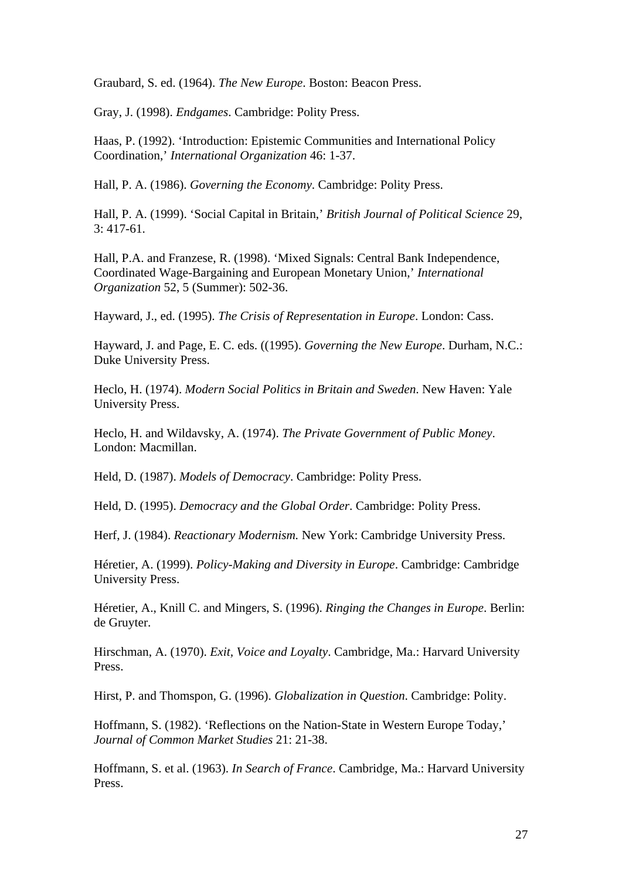Graubard, S. ed. (1964). *The New Europe*. Boston: Beacon Press.

Gray, J. (1998). *Endgames*. Cambridge: Polity Press.

Haas, P. (1992). 'Introduction: Epistemic Communities and International Policy Coordination,' *International Organization* 46: 1-37.

Hall, P. A. (1986). *Governing the Economy*. Cambridge: Polity Press.

Hall, P. A. (1999). 'Social Capital in Britain,' *British Journal of Political Science* 29, 3: 417-61.

Hall, P.A. and Franzese, R. (1998). 'Mixed Signals: Central Bank Independence, Coordinated Wage-Bargaining and European Monetary Union,' *International Organization* 52, 5 (Summer): 502-36.

Hayward, J., ed. (1995). *The Crisis of Representation in Europe*. London: Cass.

Hayward, J. and Page, E. C. eds. ((1995). *Governing the New Europe*. Durham, N.C.: Duke University Press.

Heclo, H. (1974). *Modern Social Politics in Britain and Sweden*. New Haven: Yale University Press.

Heclo, H. and Wildavsky, A. (1974). *The Private Government of Public Money*. London: Macmillan.

Held, D. (1987). *Models of Democracy*. Cambridge: Polity Press.

Held, D. (1995). *Democracy and the Global Order*. Cambridge: Polity Press.

Herf, J. (1984). *Reactionary Modernism.* New York: Cambridge University Press.

Héretier, A. (1999). *Policy-Making and Diversity in Europe*. Cambridge: Cambridge University Press.

Héretier, A., Knill C. and Mingers, S. (1996). *Ringing the Changes in Europe*. Berlin: de Gruyter.

Hirschman, A. (1970). *Exit, Voice and Loyalty*. Cambridge, Ma.: Harvard University Press.

Hirst, P. and Thomspon, G. (1996). *Globalization in Question*. Cambridge: Polity.

Hoffmann, S. (1982). 'Reflections on the Nation-State in Western Europe Today,' *Journal of Common Market Studies* 21: 21-38.

Hoffmann, S. et al. (1963). *In Search of France*. Cambridge, Ma.: Harvard University Press.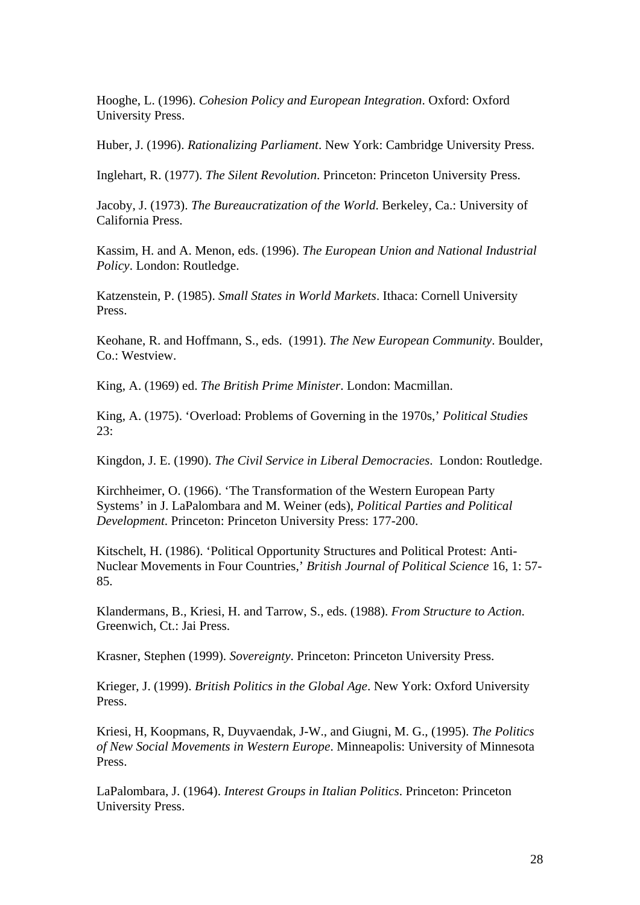Hooghe, L. (1996). *Cohesion Policy and European Integration*. Oxford: Oxford University Press.

Huber, J. (1996). *Rationalizing Parliament*. New York: Cambridge University Press.

Inglehart, R. (1977). *The Silent Revolution*. Princeton: Princeton University Press.

Jacoby, J. (1973). *The Bureaucratization of the World*. Berkeley, Ca.: University of California Press.

Kassim, H. and A. Menon, eds. (1996). *The European Union and National Industrial Policy*. London: Routledge.

Katzenstein, P. (1985). *Small States in World Markets*. Ithaca: Cornell University Press.

Keohane, R. and Hoffmann, S., eds. (1991). *The New European Community*. Boulder, Co.: Westview.

King, A. (1969) ed. *The British Prime Minister*. London: Macmillan.

King, A. (1975). 'Overload: Problems of Governing in the 1970s,' *Political Studies* 23:

Kingdon, J. E. (1990). *The Civil Service in Liberal Democracies*. London: Routledge.

Kirchheimer, O. (1966). 'The Transformation of the Western European Party Systems' in J. LaPalombara and M. Weiner (eds), *Political Parties and Political Development*. Princeton: Princeton University Press: 177-200.

Kitschelt, H. (1986). 'Political Opportunity Structures and Political Protest: Anti-Nuclear Movements in Four Countries,' *British Journal of Political Science* 16, 1: 57-85.

Klandermans, B., Kriesi, H. and Tarrow, S., eds. (1988). *From Structure to Action.* Greenwich, Ct.: Jai Press.

Krasner, Stephen (1999). *Sovereignty*. Princeton: Princeton University Press.

Krieger, J. (1999). *British Politics in the Global Age*. New York: Oxford University Press.

Kriesi, H, Koopmans, R, Duyvaendak, J-W., and Giugni, M. G., (1995). *The Politics of New Social Movements in Western Europe*. Minneapolis: University of Minnesota Press.

LaPalombara, J. (1964). *Interest Groups in Italian Politics*. Princeton: Princeton University Press.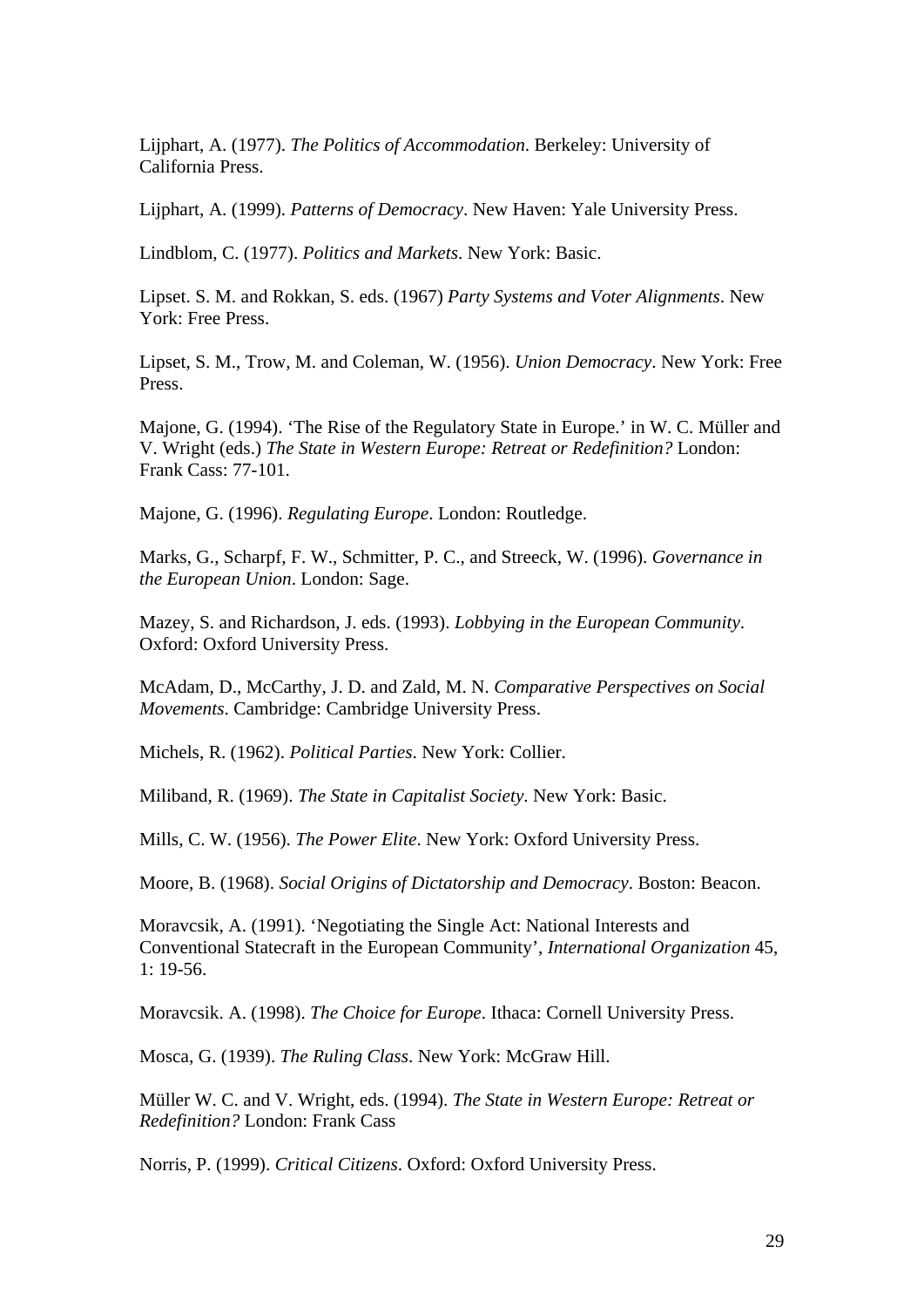Lijphart, A. (1977). *The Politics of Accommodation*. Berkeley: University of California Press.

Lijphart, A. (1999). *Patterns of Democracy*. New Haven: Yale University Press.

Lindblom, C. (1977). *Politics and Markets*. New York: Basic.

Lipset. S. M. and Rokkan, S. eds. (1967) *Party Systems and Voter Alignments*. New York: Free Press.

Lipset, S. M., Trow, M. and Coleman, W. (1956). *Union Democracy*. New York: Free Press.

Majone, G. (1994). 'The Rise of the Regulatory State in Europe.' in W. C. Müller and V. Wright (eds.) *The State in Western Europe: Retreat or Redefinition?* London: Frank Cass: 77-101.

Majone, G. (1996). *Regulating Europe*. London: Routledge.

Marks, G., Scharpf, F. W., Schmitter, P. C., and Streeck, W. (1996). *Governance in the European Union*. London: Sage.

Mazey, S. and Richardson, J. eds. (1993). *Lobbying in the European Community*. Oxford: Oxford University Press.

McAdam, D., McCarthy, J. D. and Zald, M. N. *Comparative Perspectives on Social Movements*. Cambridge: Cambridge University Press.

Michels, R. (1962). *Political Parties*. New York: Collier.

Miliband, R. (1969). *The State in Capitalist Society*. New York: Basic.

Mills, C. W. (1956). *The Power Elite*. New York: Oxford University Press.

Moore, B. (1968). *Social Origins of Dictatorship and Democracy*. Boston: Beacon.

Moravcsik, A. (1991). 'Negotiating the Single Act: National Interests and Conventional Statecraft in the European Community', *International Organization* 45, 1: 19-56.

Moravcsik. A. (1998). *The Choice for Europe*. Ithaca: Cornell University Press.

Mosca, G. (1939). *The Ruling Class*. New York: McGraw Hill.

Müller W. C. and V. Wright, eds. (1994). *The State in Western Europe: Retreat or Redefinition?* London: Frank Cass

Norris, P. (1999). *Critical Citizens*. Oxford: Oxford University Press.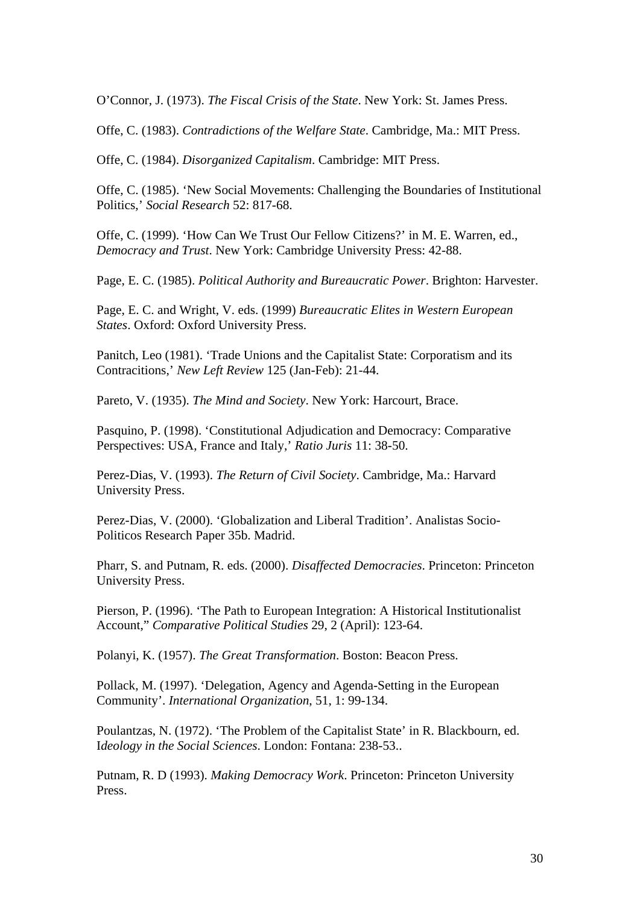O'Connor, J. (1973). *The Fiscal Crisis of the State*. New York: St. James Press.

Offe, C. (1983). *Contradictions of the Welfare State*. Cambridge, Ma.: MIT Press.

Offe, C. (1984). *Disorganized Capitalism*. Cambridge: MIT Press.

Offe, C. (1985). 'New Social Movements: Challenging the Boundaries of Institutional Politics,' *Social Research* 52: 817-68.

Offe, C. (1999). 'How Can We Trust Our Fellow Citizens?' in M. E. Warren, ed., *Democracy and Trust*. New York: Cambridge University Press: 42-88.

Page, E. C. (1985). *Political Authority and Bureaucratic Power*. Brighton: Harvester.

Page, E. C. and Wright, V. eds. (1999) *Bureaucratic Elites in Western European States*. Oxford: Oxford University Press.

Panitch, Leo (1981). 'Trade Unions and the Capitalist State: Corporatism and its Contracitions,' *New Left Review* 125 (Jan-Feb): 21-44.

Pareto, V. (1935). *The Mind and Society*. New York: Harcourt, Brace.

Pasquino, P. (1998). 'Constitutional Adjudication and Democracy: Comparative Perspectives: USA, France and Italy,' *Ratio Juris* 11: 38-50.

Perez-Dias, V. (1993). *The Return of Civil Society*. Cambridge, Ma.: Harvard University Press.

Perez-Dias, V. (2000). 'Globalization and Liberal Tradition'. Analistas Socio-Politicos Research Paper 35b. Madrid.

Pharr, S. and Putnam, R. eds. (2000). *Disaffected Democracies*. Princeton: Princeton University Press.

Pierson, P. (1996). 'The Path to European Integration: A Historical Institutionalist Account," *Comparative Political Studies* 29, 2 (April): 123-64.

Polanyi, K. (1957). *The Great Transformation*. Boston: Beacon Press.

Pollack, M. (1997). 'Delegation, Agency and Agenda-Setting in the European Community'. *International Organization*, 51, 1: 99-134.

Poulantzas, N. (1972). 'The Problem of the Capitalist State' in R. Blackbourn, ed. I*deology in the Social Sciences*. London: Fontana: 238-53..

Putnam, R. D (1993). *Making Democracy Work*. Princeton: Princeton University Press.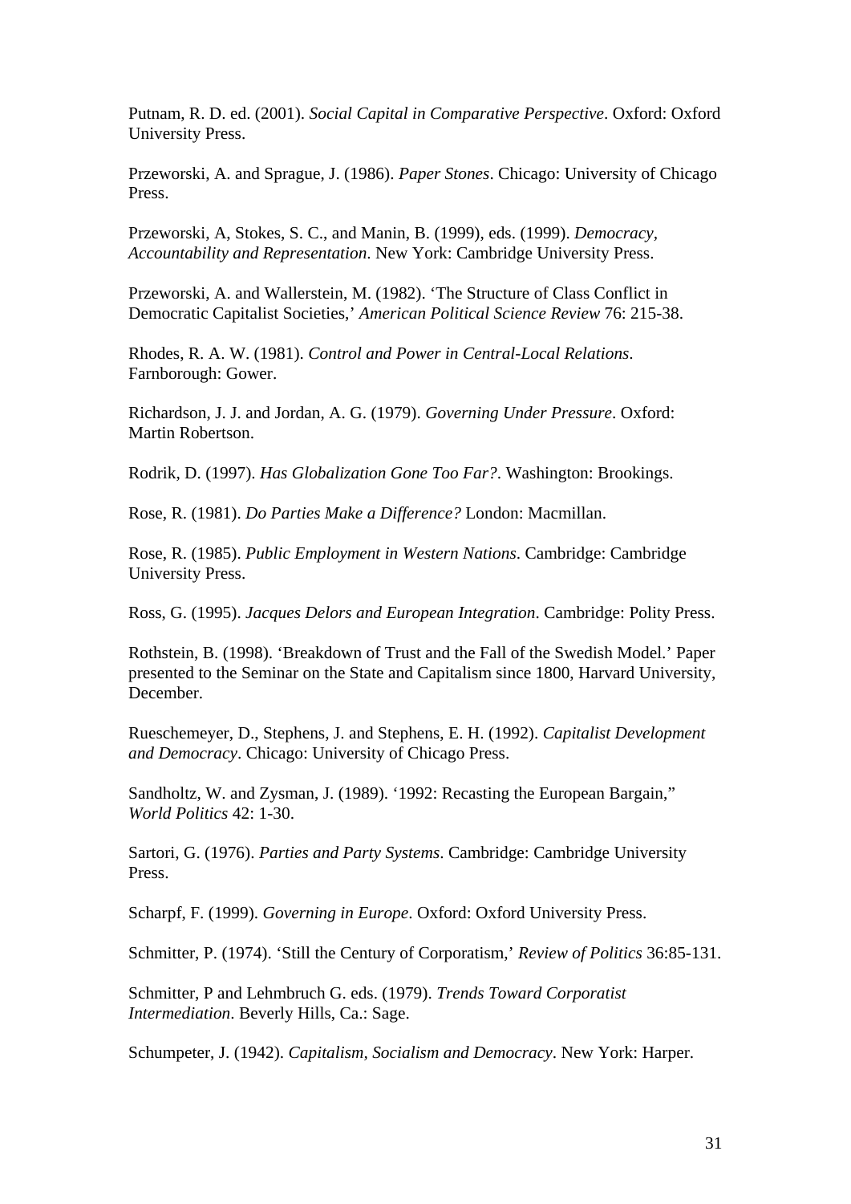Putnam, R. D. ed. (2001). *Social Capital in Comparative Perspective*. Oxford: Oxford University Press.

Przeworski, A. and Sprague, J. (1986). *Paper Stones*. Chicago: University of Chicago Press.

Przeworski, A, Stokes, S. C., and Manin, B. (1999), eds. (1999). *Democracy, Accountability and Representation*. New York: Cambridge University Press.

Przeworski, A. and Wallerstein, M. (1982). 'The Structure of Class Conflict in Democratic Capitalist Societies,' *American Political Science Review* 76: 215-38.

Rhodes, R. A. W. (1981). *Control and Power in Central-Local Relations*. Farnborough: Gower.

Richardson, J. J. and Jordan, A. G. (1979). *Governing Under Pressure*. Oxford: Martin Robertson.

Rodrik, D. (1997). *Has Globalization Gone Too Far?*. Washington: Brookings.

Rose, R. (1981). *Do Parties Make a Difference?* London: Macmillan.

Rose, R. (1985). *Public Employment in Western Nations*. Cambridge: Cambridge University Press.

Ross, G. (1995). *Jacques Delors and European Integration*. Cambridge: Polity Press.

Rothstein, B. (1998). 'Breakdown of Trust and the Fall of the Swedish Model.' Paper presented to the Seminar on the State and Capitalism since 1800, Harvard University, December.

Rueschemeyer, D., Stephens, J. and Stephens, E. H. (1992). *Capitalist Development and Democracy*. Chicago: University of Chicago Press.

Sandholtz, W. and Zysman, J. (1989). '1992: Recasting the European Bargain," *World Politics* 42: 1-30.

Sartori, G. (1976). *Parties and Party Systems*. Cambridge: Cambridge University Press.

Scharpf, F. (1999). *Governing in Europe*. Oxford: Oxford University Press.

Schmitter, P. (1974). 'Still the Century of Corporatism,' *Review of Politics* 36:85-131.

Schmitter, P and Lehmbruch G. eds. (1979). *Trends Toward Corporatist Intermediation*. Beverly Hills, Ca.: Sage.

Schumpeter, J. (1942). *Capitalism, Socialism and Democracy*. New York: Harper.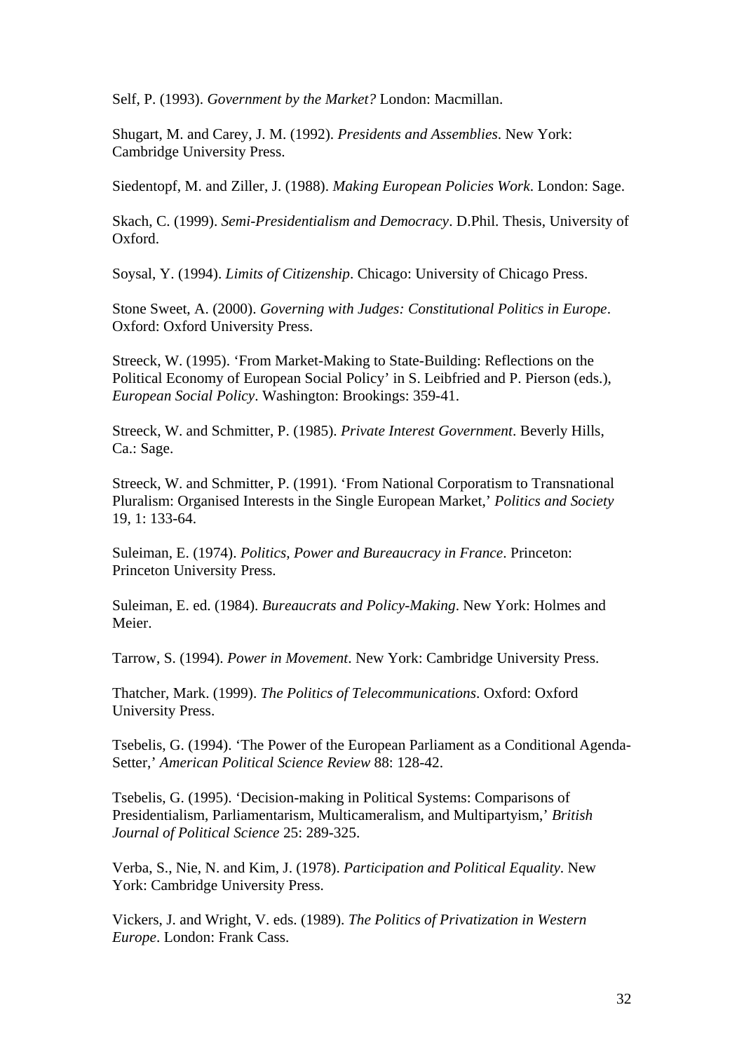Self, P. (1993). *Government by the Market?* London: Macmillan.

Shugart, M. and Carey, J. M. (1992). *Presidents and Assemblies*. New York: Cambridge University Press.

Siedentopf, M. and Ziller, J. (1988). *Making European Policies Work*. London: Sage.

Skach, C. (1999). *Semi-Presidentialism and Democracy*. D.Phil. Thesis, University of Oxford.

Soysal, Y. (1994). *Limits of Citizenship*. Chicago: University of Chicago Press.

Stone Sweet, A. (2000). *Governing with Judges: Constitutional Politics in Europe*. Oxford: Oxford University Press.

Streeck, W. (1995). 'From Market-Making to State-Building: Reflections on the Political Economy of European Social Policy' in S. Leibfried and P. Pierson (eds.), *European Social Policy*. Washington: Brookings: 359-41.

Streeck, W. and Schmitter, P. (1985). *Private Interest Government*. Beverly Hills, Ca.: Sage.

Streeck, W. and Schmitter, P. (1991). 'From National Corporatism to Transnational Pluralism: Organised Interests in the Single European Market,' *Politics and Society* 19, 1: 133-64.

Suleiman, E. (1974). *Politics, Power and Bureaucracy in France*. Princeton: Princeton University Press.

Suleiman, E. ed. (1984). *Bureaucrats and Policy-Making*. New York: Holmes and Meier.

Tarrow, S. (1994). *Power in Movement*. New York: Cambridge University Press.

Thatcher, Mark. (1999). *The Politics of Telecommunications*. Oxford: Oxford University Press.

Tsebelis, G. (1994). 'The Power of the European Parliament as a Conditional Agenda-Setter,' *American Political Science Review* 88: 128-42.

Tsebelis, G. (1995). 'Decision-making in Political Systems: Comparisons of Presidentialism, Parliamentarism, Multicameralism, and Multipartyism,' *British Journal of Political Science* 25: 289-325.

Verba, S., Nie, N. and Kim, J. (1978). *Participation and Political Equality*. New York: Cambridge University Press.

Vickers, J. and Wright, V. eds. (1989). *The Politics of Privatization in Western Europe*. London: Frank Cass.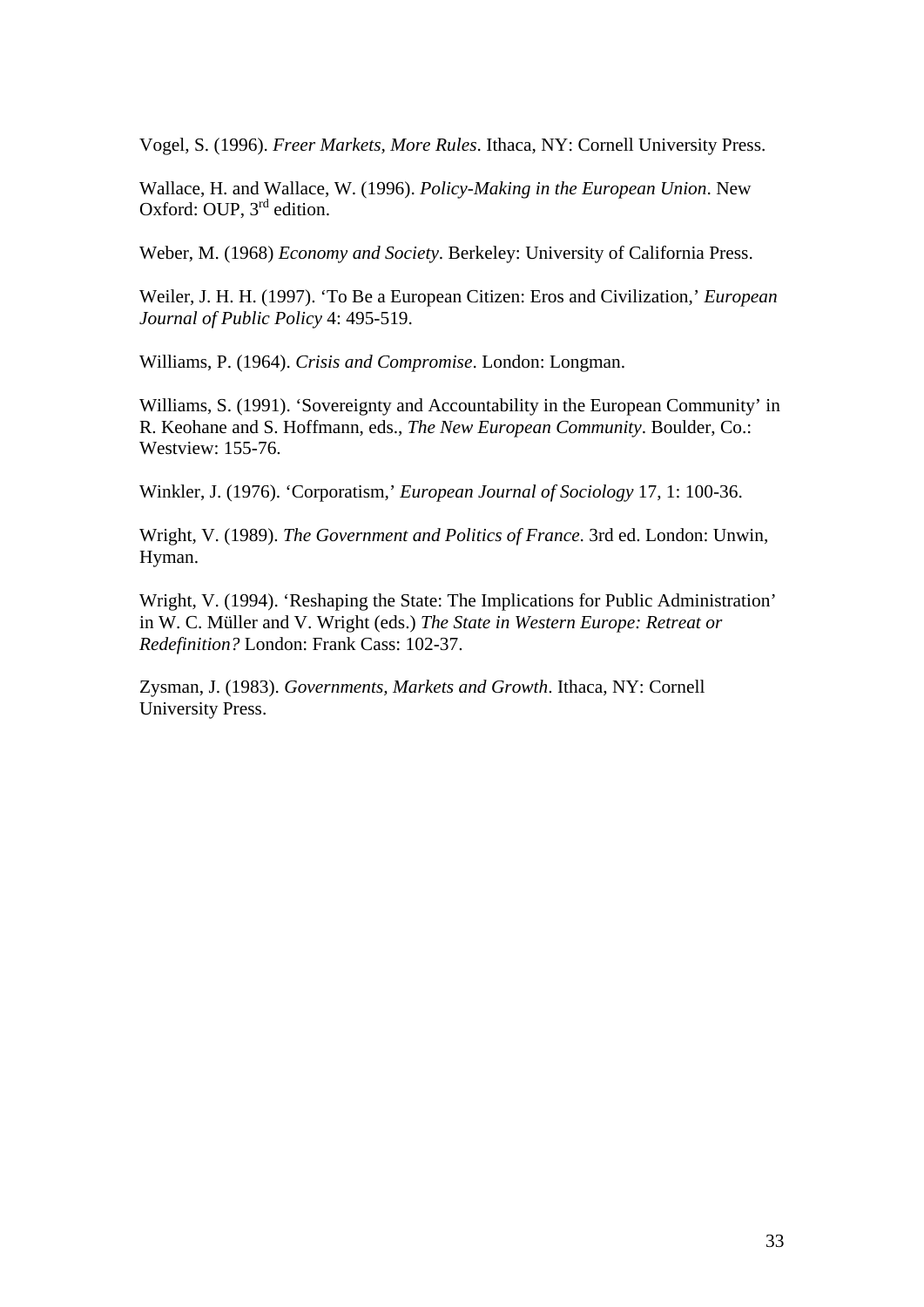Vogel, S. (1996). *Freer Markets, More Rules*. Ithaca, NY: Cornell University Press.

Wallace, H. and Wallace, W. (1996). *Policy-Making in the European Union*. New Oxford: OUP, 3rd edition.

Weber, M. (1968) *Economy and Society*. Berkeley: University of California Press.

Weiler, J. H. H. (1997). 'To Be a European Citizen: Eros and Civilization,' *European Journal of Public Policy* 4: 495-519.

Williams, P. (1964). *Crisis and Compromise*. London: Longman.

Williams, S. (1991). 'Sovereignty and Accountability in the European Community' in R. Keohane and S. Hoffmann, eds., *The New European Community*. Boulder, Co.: Westview: 155-76.

Winkler, J. (1976). 'Corporatism,' *European Journal of Sociology* 17, 1: 100-36.

Wright, V. (1989). *The Government and Politics of France*. 3rd ed. London: Unwin, Hyman.

Wright, V. (1994). 'Reshaping the State: The Implications for Public Administration' in W. C. Müller and V. Wright (eds.) *The State in Western Europe: Retreat or Redefinition?* London: Frank Cass: 102-37.

Zysman, J. (1983). *Governments, Markets and Growth*. Ithaca, NY: Cornell University Press.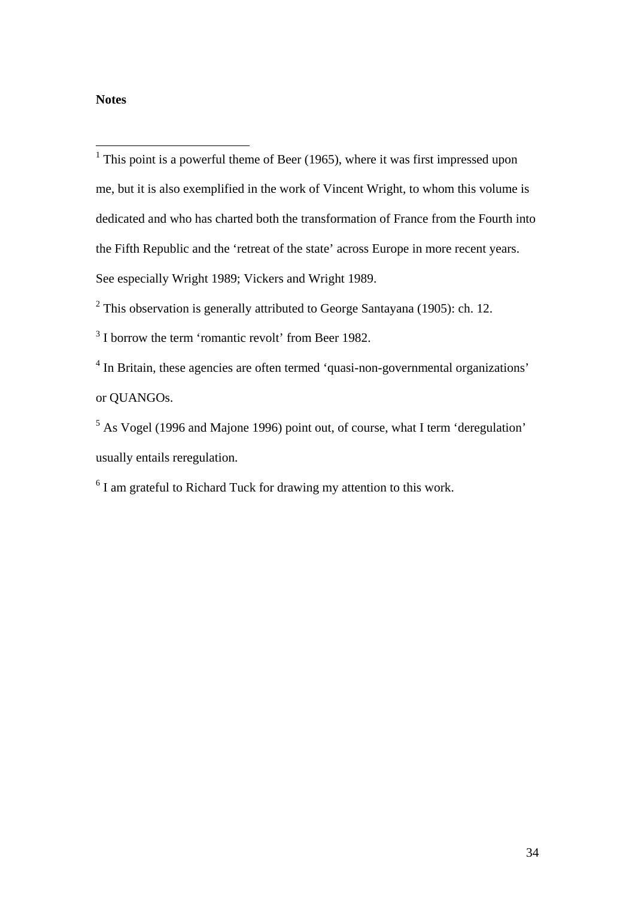**Notes**

[1] This point is a powerful theme of Beer (1965), where it was first impressed upon me, but it is also exemplified in the work of Vincent Wright, to whom this volume is dedicated and who has charted both the transformation of France from the Fourth into the Fifth Republic and the 'retreat of the state' across Europe in more recent years. See especially Wright 1989; Vickers and Wright 1989.

[2] This observation is generally attributed to George Santayana (1905): ch. 12.

[3] I borrow the term 'romantic revolt' from Beer 1982.

[4] In Britain, these agencies are often termed 'quasi-non-governmental organizations' or QUANGOs.

[5] As Vogel (1996 and Majone 1996) point out, of course, what I term 'deregulation' usually entails reregulation.

[6] I am grateful to Richard Tuck for drawing my attention to this work.